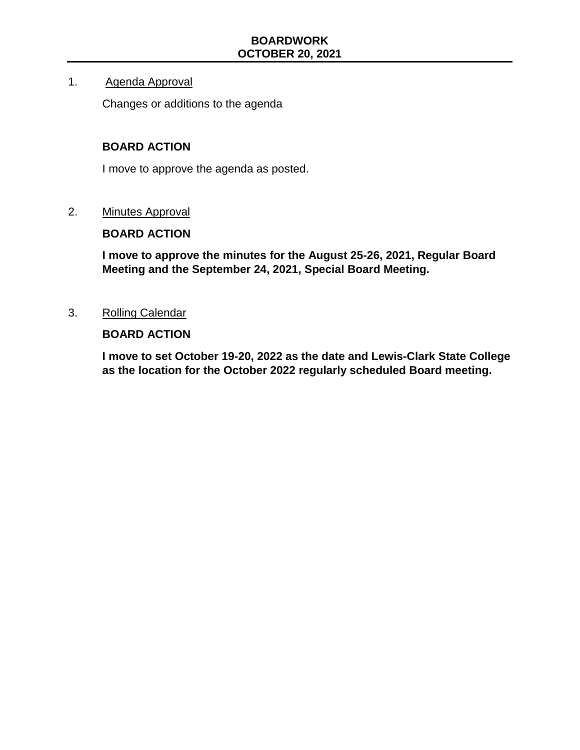**BOARDWORK**
**OCTOBER 20, 2021**

1. Agenda Approval

   Changes or additions to the agenda

   **BOARD ACTION**

   I move to approve the agenda as posted.

2. Minutes Approval

   **BOARD ACTION**

   **I move to approve the minutes for the August 25-26, 2021, Regular Board Meeting and the September 24, 2021, Special Board Meeting.**

3. Rolling Calendar

   **BOARD ACTION**

   **I move to set October 19-20, 2022 as the date and Lewis-Clark State College as the location for the October 2022 regularly scheduled Board meeting.**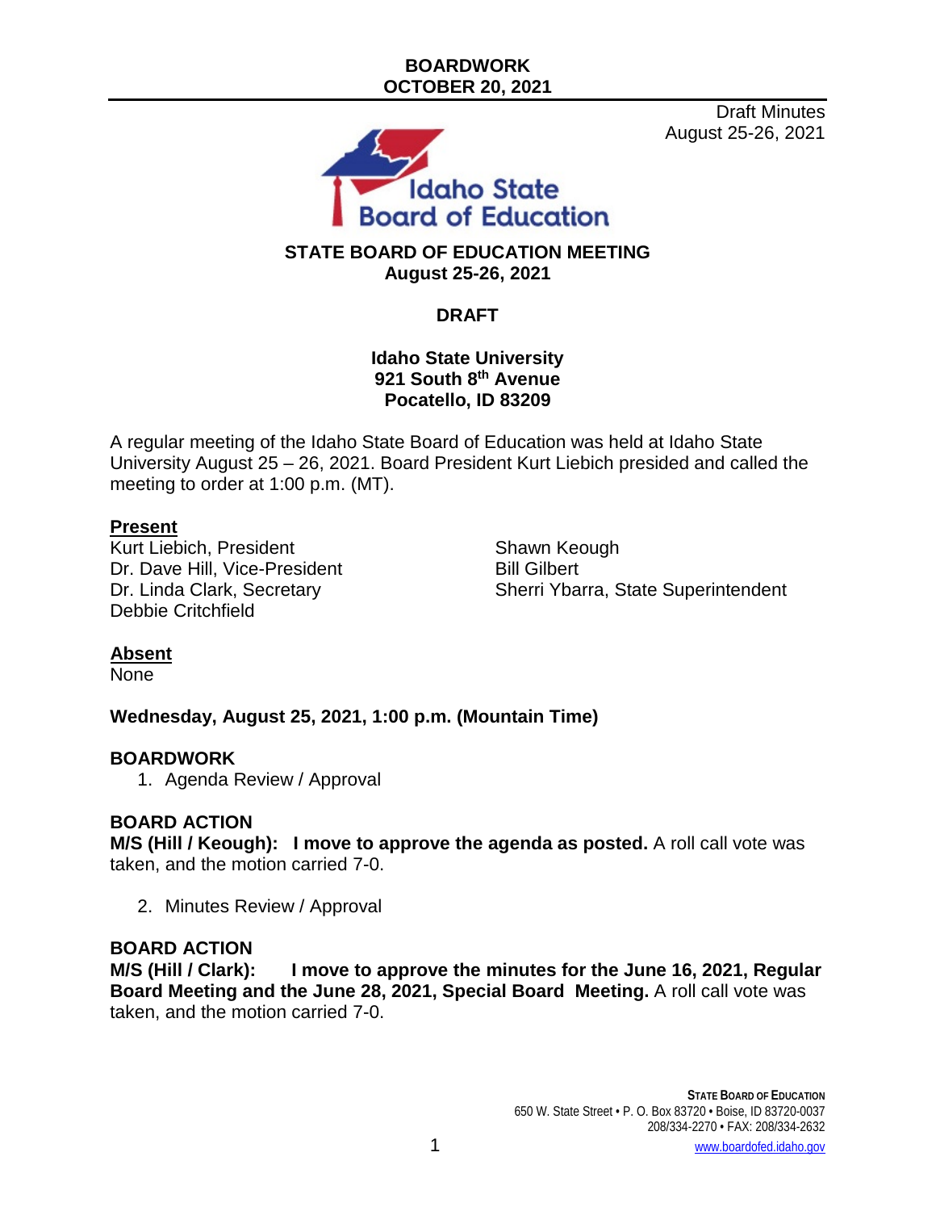Draft Minutes
August 25-26, 2021

# STATE BOARD OF EDUCATION MEETING
**August 25-26, 2021**

**DRAFT**

**Idaho State University**
**921 South 8th Avenue**
**Pocatello, ID 83209**

A regular meeting of the Idaho State Board of Education was held at Idaho State University August 25 – 26, 2021. Board President Kurt Liebich presided and called the meeting to order at 1:00 p.m. (MT).

**Present**

Kurt Liebich, President
Dr. Dave Hill, Vice-President
Dr. Linda Clark, Secretary
Debbie Critchfield
Shawn Keough
Bill Gilbert
Sherri Ybarra, State Superintendent

**Absent**

None

**Wednesday, August 25, 2021, 1:00 p.m. (Mountain Time)**

**BOARDWORK**

1. Agenda Review / Approval

**BOARD ACTION**

**M/S (Hill / Keough): I move to approve the agenda as posted.** A roll call vote was taken, and the motion carried 7-0.

2. Minutes Review / Approval

**BOARD ACTION**

**M/S (Hill / Clark): I move to approve the minutes for the June 16, 2021, Regular Board Meeting and the June 28, 2021, Special Board Meeting.** A roll call vote was taken, and the motion carried 7-0.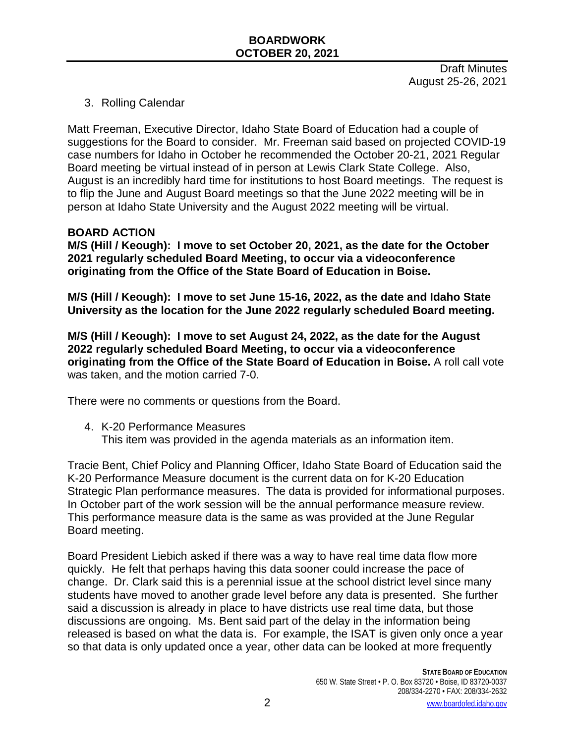Draft Minutes
August 25-26, 2021

3. Rolling Calendar

Matt Freeman, Executive Director, Idaho State Board of Education had a couple of suggestions for the Board to consider. Mr. Freeman said based on projected COVID-19 case numbers for Idaho in October he recommended the October 20-21, 2021 Regular Board meeting be virtual instead of in person at Lewis Clark State College. Also, August is an incredibly hard time for institutions to host Board meetings. The request is to flip the June and August Board meetings so that the June 2022 meeting will be in person at Idaho State University and the August 2022 meeting will be virtual.

**BOARD ACTION**

**M/S (Hill / Keough): I move to set October 20, 2021, as the date for the October 2021 regularly scheduled Board Meeting, to occur via a videoconference originating from the Office of the State Board of Education in Boise.**

**M/S (Hill / Keough): I move to set June 15-16, 2022, as the date and Idaho State University as the location for the June 2022 regularly scheduled Board meeting.**

**M/S (Hill / Keough): I move to set August 24, 2022, as the date for the August 2022 regularly scheduled Board Meeting, to occur via a videoconference originating from the Office of the State Board of Education in Boise.** A roll call vote was taken, and the motion carried 7-0.

There were no comments or questions from the Board.

4. K-20 Performance Measures
   This item was provided in the agenda materials as an information item.

Tracie Bent, Chief Policy and Planning Officer, Idaho State Board of Education said the K-20 Performance Measure document is the current data on for K-20 Education Strategic Plan performance measures. The data is provided for informational purposes. In October part of the work session will be the annual performance measure review. This performance measure data is the same as was provided at the June Regular Board meeting.

Board President Liebich asked if there was a way to have real time data flow more quickly. He felt that perhaps having this data sooner could increase the pace of change. Dr. Clark said this is a perennial issue at the school district level since many students have moved to another grade level before any data is presented. She further said a discussion is already in place to have districts use real time data, but those discussions are ongoing. Ms. Bent said part of the delay in the information being released is based on what the data is. For example, the ISAT is given only once a year so that data is only updated once a year, other data can be looked at more frequently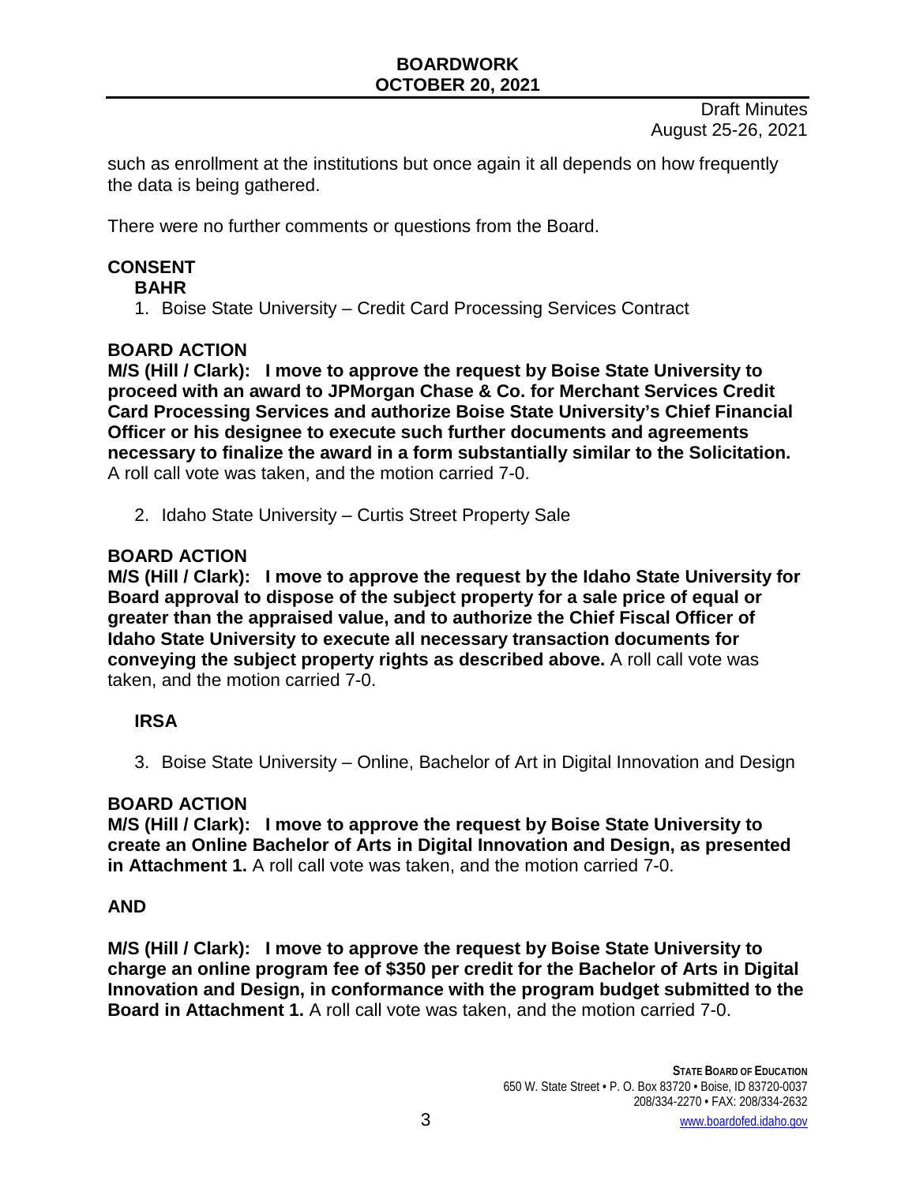such as enrollment at the institutions but once again it all depends on how frequently the data is being gathered.

There were no further comments or questions from the Board.

## CONSENT

### BAHR

1. Boise State University – Credit Card Processing Services Contract

**BOARD ACTION**

**M/S (Hill / Clark): I move to approve the request by Boise State University to proceed with an award to JPMorgan Chase & Co. for Merchant Services Credit Card Processing Services and authorize Boise State University's Chief Financial Officer or his designee to execute such further documents and agreements necessary to finalize the award in a form substantially similar to the Solicitation.** A roll call vote was taken, and the motion carried 7-0.

2. Idaho State University – Curtis Street Property Sale

**BOARD ACTION**

**M/S (Hill / Clark): I move to approve the request by the Idaho State University for Board approval to dispose of the subject property for a sale price of equal or greater than the appraised value, and to authorize the Chief Fiscal Officer of Idaho State University to execute all necessary transaction documents for conveying the subject property rights as described above.** A roll call vote was taken, and the motion carried 7-0.

### IRSA

3. Boise State University – Online, Bachelor of Art in Digital Innovation and Design

**BOARD ACTION**

**M/S (Hill / Clark): I move to approve the request by Boise State University to create an Online Bachelor of Arts in Digital Innovation and Design, as presented in Attachment 1.** A roll call vote was taken, and the motion carried 7-0.

**AND**

**M/S (Hill / Clark): I move to approve the request by Boise State University to charge an online program fee of $350 per credit for the Bachelor of Arts in Digital Innovation and Design, in conformance with the program budget submitted to the Board in Attachment 1.** A roll call vote was taken, and the motion carried 7-0.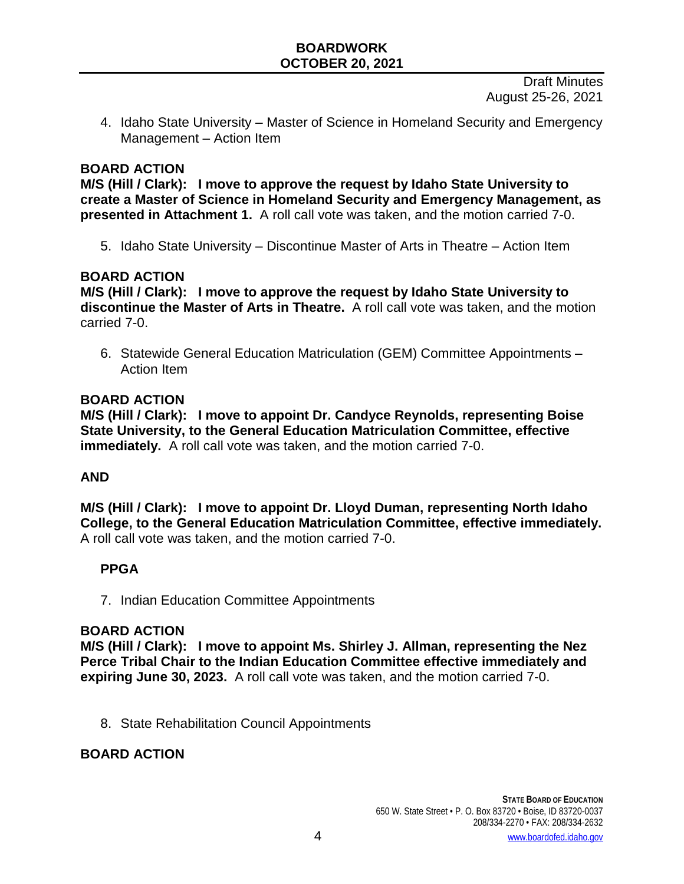Draft Minutes
August 25-26, 2021

4. Idaho State University – Master of Science in Homeland Security and Emergency Management – Action Item

**BOARD ACTION**

**M/S (Hill / Clark): I move to approve the request by Idaho State University to create a Master of Science in Homeland Security and Emergency Management, as presented in Attachment 1.** A roll call vote was taken, and the motion carried 7-0.

5. Idaho State University – Discontinue Master of Arts in Theatre – Action Item

**BOARD ACTION**

**M/S (Hill / Clark): I move to approve the request by Idaho State University to discontinue the Master of Arts in Theatre.** A roll call vote was taken, and the motion carried 7-0.

6. Statewide General Education Matriculation (GEM) Committee Appointments – Action Item

**BOARD ACTION**

**M/S (Hill / Clark): I move to appoint Dr. Candyce Reynolds, representing Boise State University, to the General Education Matriculation Committee, effective immediately.** A roll call vote was taken, and the motion carried 7-0.

**AND**

**M/S (Hill / Clark): I move to appoint Dr. Lloyd Duman, representing North Idaho College, to the General Education Matriculation Committee, effective immediately.** A roll call vote was taken, and the motion carried 7-0.

**PPGA**

7. Indian Education Committee Appointments

**BOARD ACTION**

**M/S (Hill / Clark): I move to appoint Ms. Shirley J. Allman, representing the Nez Perce Tribal Chair to the Indian Education Committee effective immediately and expiring June 30, 2023.** A roll call vote was taken, and the motion carried 7-0.

8. State Rehabilitation Council Appointments

**BOARD ACTION**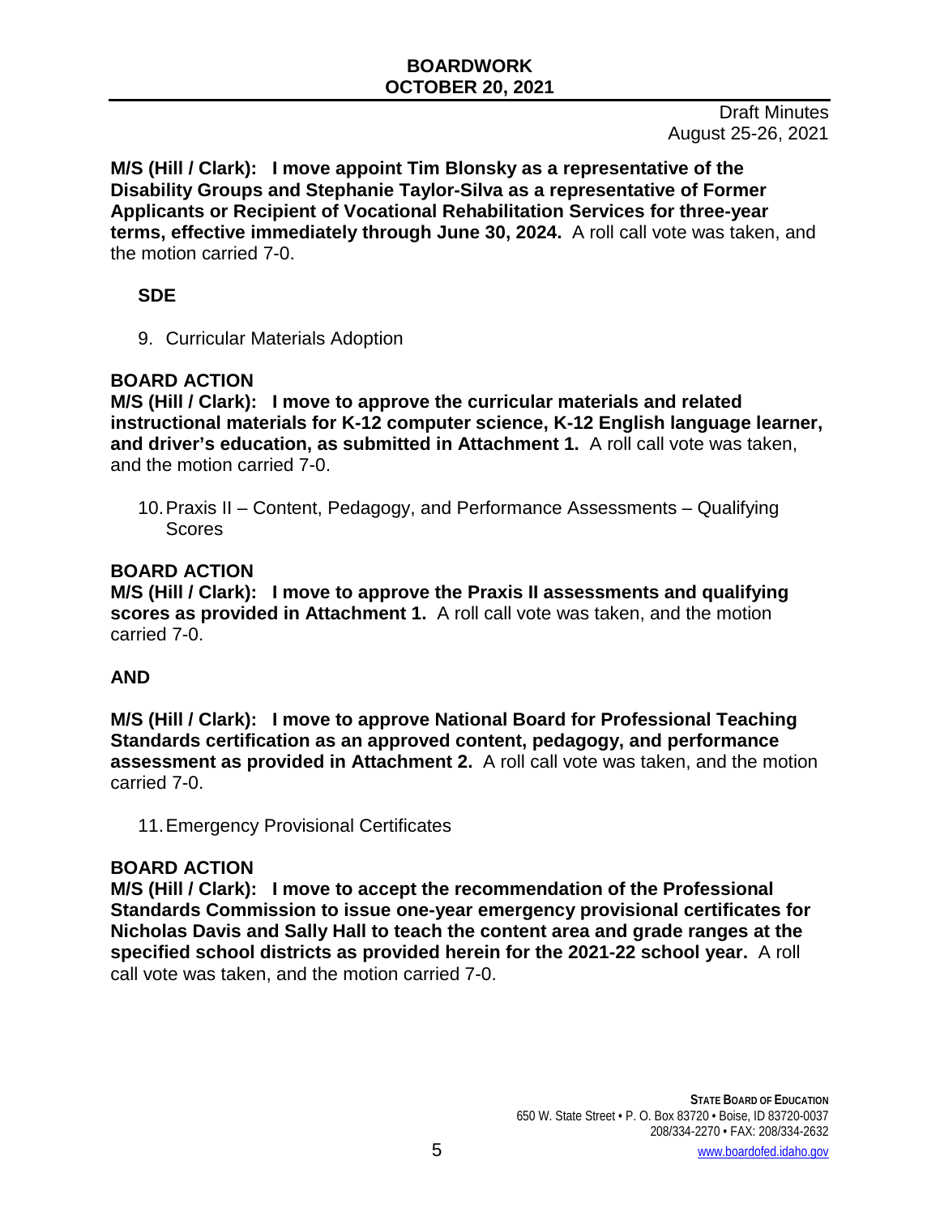Draft Minutes
August 25-26, 2021

**M/S (Hill / Clark): I move appoint Tim Blonsky as a representative of the Disability Groups and Stephanie Taylor-Silva as a representative of Former Applicants or Recipient of Vocational Rehabilitation Services for three-year terms, effective immediately through June 30, 2024.** A roll call vote was taken, and the motion carried 7-0.

**SDE**

9. Curricular Materials Adoption

**BOARD ACTION**

**M/S (Hill / Clark): I move to approve the curricular materials and related instructional materials for K-12 computer science, K-12 English language learner, and driver's education, as submitted in Attachment 1.** A roll call vote was taken, and the motion carried 7-0.

10. Praxis II – Content, Pedagogy, and Performance Assessments – Qualifying Scores

**BOARD ACTION**

**M/S (Hill / Clark): I move to approve the Praxis II assessments and qualifying scores as provided in Attachment 1.** A roll call vote was taken, and the motion carried 7-0.

**AND**

**M/S (Hill / Clark): I move to approve National Board for Professional Teaching Standards certification as an approved content, pedagogy, and performance assessment as provided in Attachment 2.** A roll call vote was taken, and the motion carried 7-0.

11. Emergency Provisional Certificates

**BOARD ACTION**

**M/S (Hill / Clark): I move to accept the recommendation of the Professional Standards Commission to issue one-year emergency provisional certificates for Nicholas Davis and Sally Hall to teach the content area and grade ranges at the specified school districts as provided herein for the 2021-22 school year.** A roll call vote was taken, and the motion carried 7-0.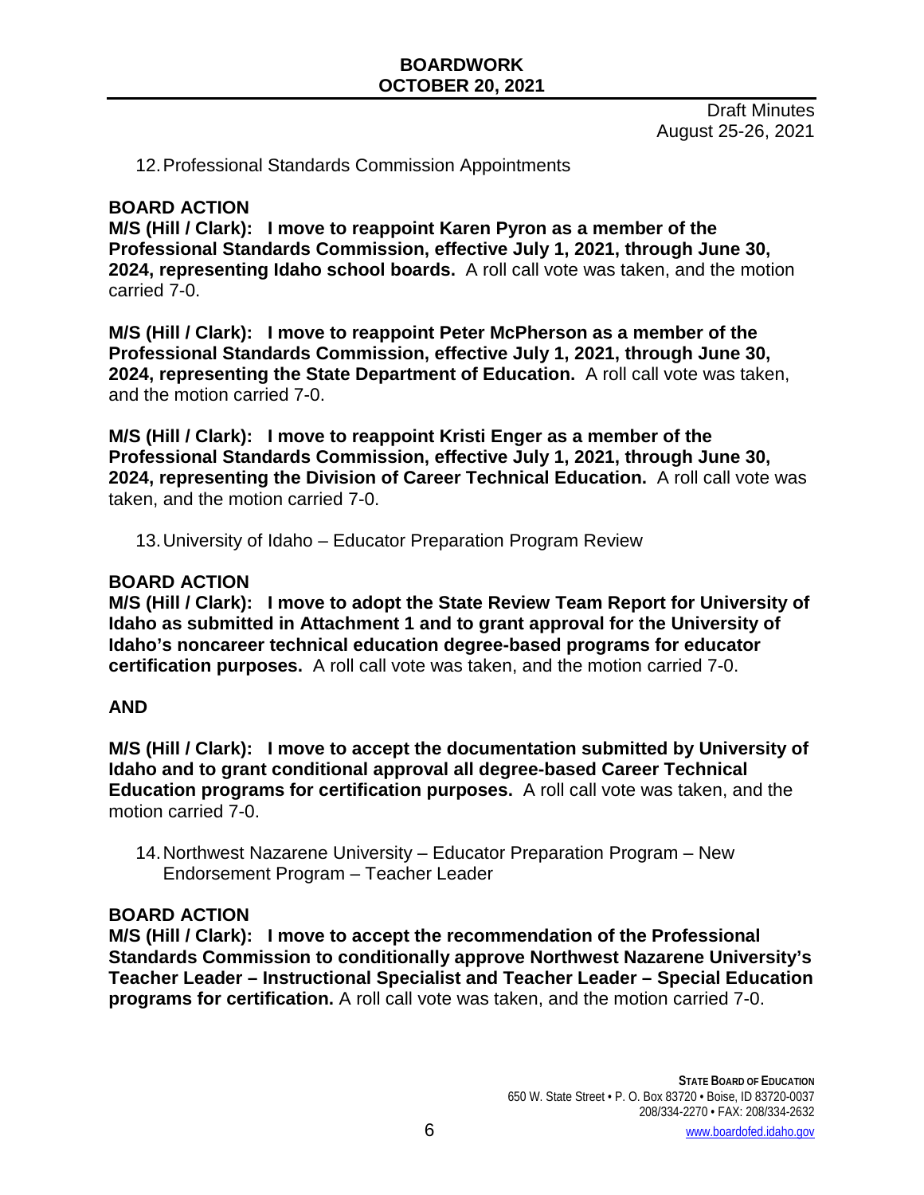Draft Minutes
August 25-26, 2021

12. Professional Standards Commission Appointments

**BOARD ACTION**

**M/S (Hill / Clark): I move to reappoint Karen Pyron as a member of the Professional Standards Commission, effective July 1, 2021, through June 30, 2024, representing Idaho school boards.** A roll call vote was taken, and the motion carried 7-0.

**M/S (Hill / Clark): I move to reappoint Peter McPherson as a member of the Professional Standards Commission, effective July 1, 2021, through June 30, 2024, representing the State Department of Education.** A roll call vote was taken, and the motion carried 7-0.

**M/S (Hill / Clark): I move to reappoint Kristi Enger as a member of the Professional Standards Commission, effective July 1, 2021, through June 30, 2024, representing the Division of Career Technical Education.** A roll call vote was taken, and the motion carried 7-0.

13. University of Idaho – Educator Preparation Program Review

**BOARD ACTION**

**M/S (Hill / Clark): I move to adopt the State Review Team Report for University of Idaho as submitted in Attachment 1 and to grant approval for the University of Idaho's noncareer technical education degree-based programs for educator certification purposes.** A roll call vote was taken, and the motion carried 7-0.

**AND**

**M/S (Hill / Clark): I move to accept the documentation submitted by University of Idaho and to grant conditional approval all degree-based Career Technical Education programs for certification purposes.** A roll call vote was taken, and the motion carried 7-0.

14. Northwest Nazarene University – Educator Preparation Program – New Endorsement Program – Teacher Leader

**BOARD ACTION**

**M/S (Hill / Clark): I move to accept the recommendation of the Professional Standards Commission to conditionally approve Northwest Nazarene University's Teacher Leader – Instructional Specialist and Teacher Leader – Special Education programs for certification.** A roll call vote was taken, and the motion carried 7-0.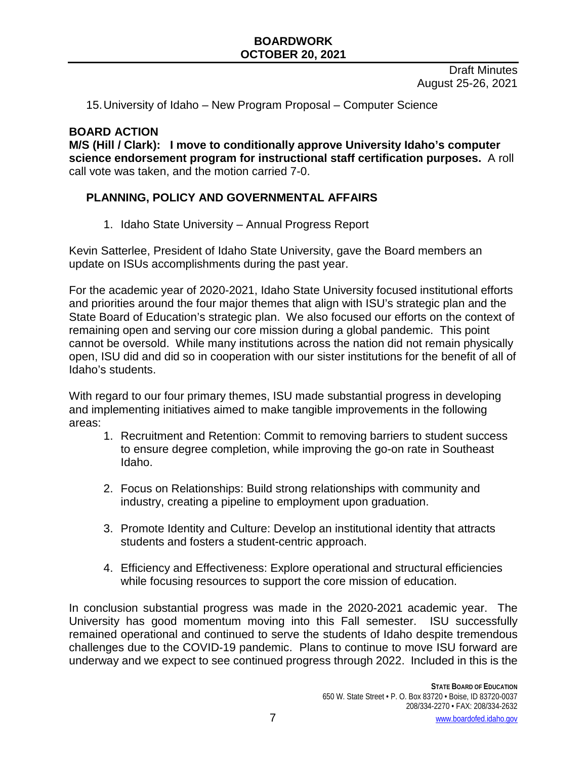Draft Minutes
August 25-26, 2021

15. University of Idaho – New Program Proposal – Computer Science

**BOARD ACTION**

**M/S (Hill / Clark): I move to conditionally approve University Idaho's computer science endorsement program for instructional staff certification purposes.** A roll call vote was taken, and the motion carried 7-0.

## PLANNING, POLICY AND GOVERNMENTAL AFFAIRS

1. Idaho State University – Annual Progress Report

Kevin Satterlee, President of Idaho State University, gave the Board members an update on ISUs accomplishments during the past year.

For the academic year of 2020-2021, Idaho State University focused institutional efforts and priorities around the four major themes that align with ISU's strategic plan and the State Board of Education's strategic plan. We also focused our efforts on the context of remaining open and serving our core mission during a global pandemic. This point cannot be oversold. While many institutions across the nation did not remain physically open, ISU did and did so in cooperation with our sister institutions for the benefit of all of Idaho's students.

With regard to our four primary themes, ISU made substantial progress in developing and implementing initiatives aimed to make tangible improvements in the following areas:

1. Recruitment and Retention: Commit to removing barriers to student success to ensure degree completion, while improving the go-on rate in Southeast Idaho.

2. Focus on Relationships: Build strong relationships with community and industry, creating a pipeline to employment upon graduation.

3. Promote Identity and Culture: Develop an institutional identity that attracts students and fosters a student-centric approach.

4. Efficiency and Effectiveness: Explore operational and structural efficiencies while focusing resources to support the core mission of education.

In conclusion substantial progress was made in the 2020-2021 academic year. The University has good momentum moving into this Fall semester. ISU successfully remained operational and continued to serve the students of Idaho despite tremendous challenges due to the COVID-19 pandemic. Plans to continue to move ISU forward are underway and we expect to see continued progress through 2022. Included in this is the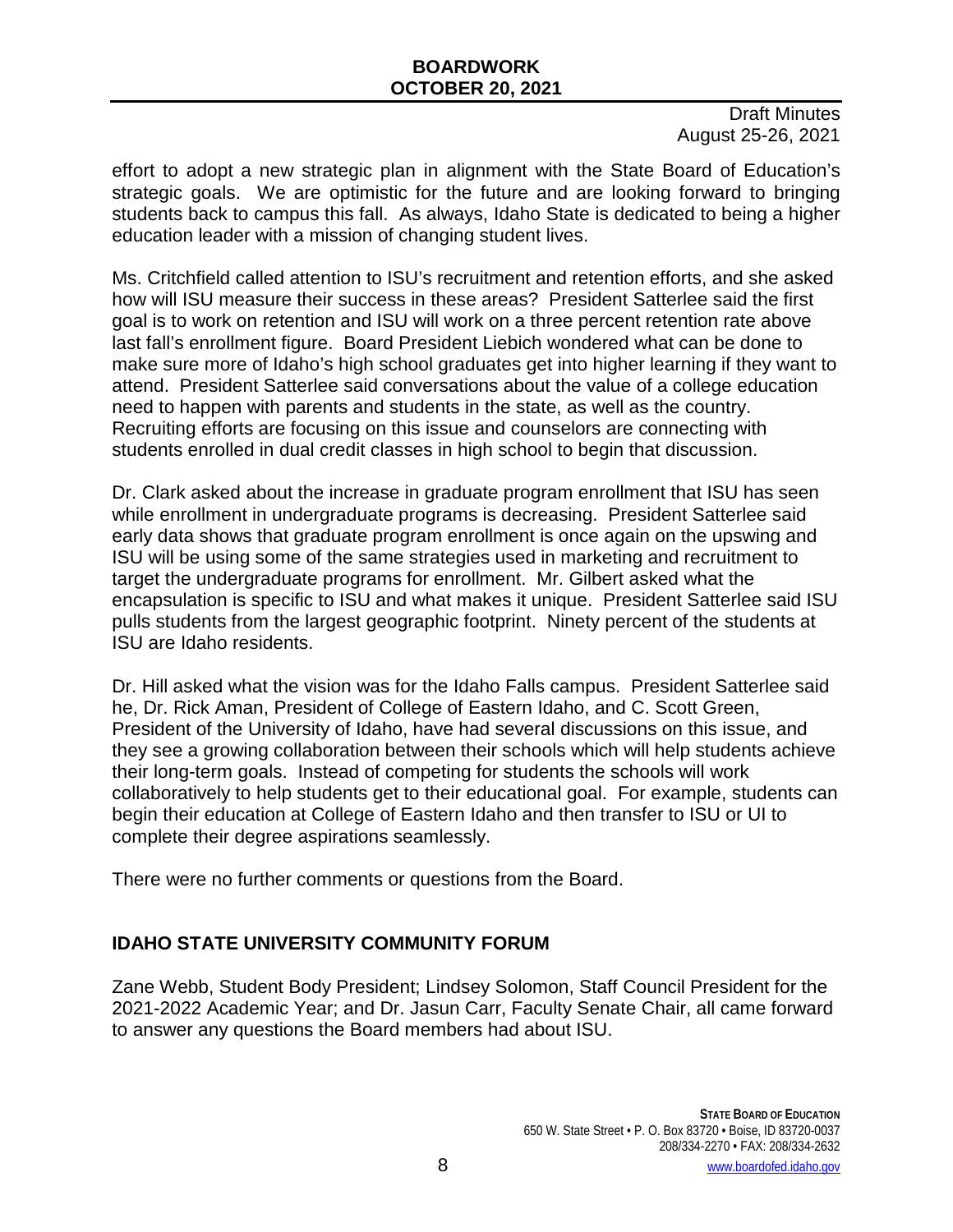effort to adopt a new strategic plan in alignment with the State Board of Education's strategic goals. We are optimistic for the future and are looking forward to bringing students back to campus this fall. As always, Idaho State is dedicated to being a higher education leader with a mission of changing student lives.

Ms. Critchfield called attention to ISU's recruitment and retention efforts, and she asked how will ISU measure their success in these areas? President Satterlee said the first goal is to work on retention and ISU will work on a three percent retention rate above last fall's enrollment figure. Board President Liebich wondered what can be done to make sure more of Idaho's high school graduates get into higher learning if they want to attend. President Satterlee said conversations about the value of a college education need to happen with parents and students in the state, as well as the country. Recruiting efforts are focusing on this issue and counselors are connecting with students enrolled in dual credit classes in high school to begin that discussion.

Dr. Clark asked about the increase in graduate program enrollment that ISU has seen while enrollment in undergraduate programs is decreasing. President Satterlee said early data shows that graduate program enrollment is once again on the upswing and ISU will be using some of the same strategies used in marketing and recruitment to target the undergraduate programs for enrollment. Mr. Gilbert asked what the encapsulation is specific to ISU and what makes it unique. President Satterlee said ISU pulls students from the largest geographic footprint. Ninety percent of the students at ISU are Idaho residents.

Dr. Hill asked what the vision was for the Idaho Falls campus. President Satterlee said he, Dr. Rick Aman, President of College of Eastern Idaho, and C. Scott Green, President of the University of Idaho, have had several discussions on this issue, and they see a growing collaboration between their schools which will help students achieve their long-term goals. Instead of competing for students the schools will work collaboratively to help students get to their educational goal. For example, students can begin their education at College of Eastern Idaho and then transfer to ISU or UI to complete their degree aspirations seamlessly.

There were no further comments or questions from the Board.

## IDAHO STATE UNIVERSITY COMMUNITY FORUM

Zane Webb, Student Body President; Lindsey Solomon, Staff Council President for the 2021-2022 Academic Year; and Dr. Jasun Carr, Faculty Senate Chair, all came forward to answer any questions the Board members had about ISU.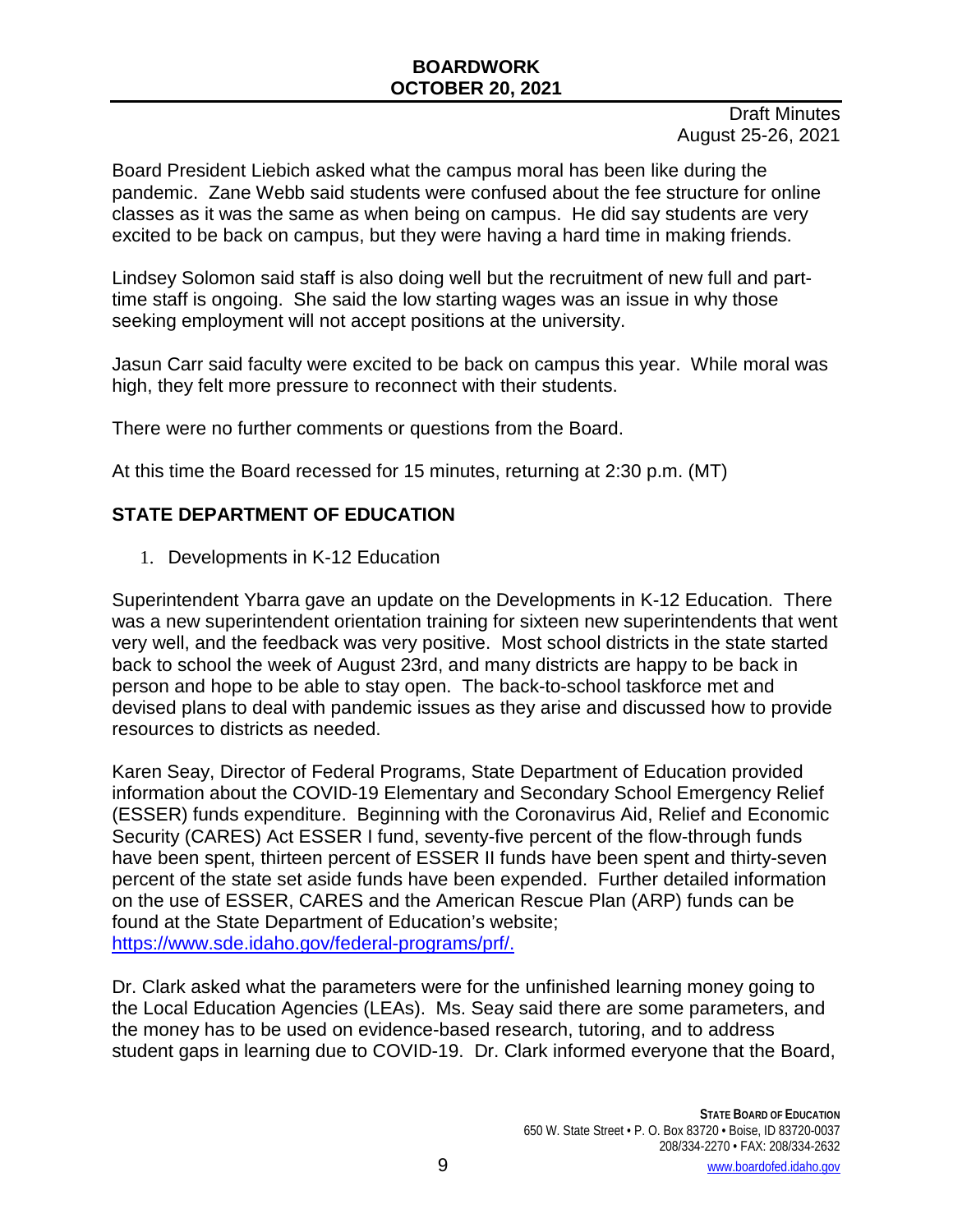Board President Liebich asked what the campus moral has been like during the pandemic. Zane Webb said students were confused about the fee structure for online classes as it was the same as when being on campus. He did say students are very excited to be back on campus, but they were having a hard time in making friends.

Lindsey Solomon said staff is also doing well but the recruitment of new full and part-time staff is ongoing. She said the low starting wages was an issue in why those seeking employment will not accept positions at the university.

Jasun Carr said faculty were excited to be back on campus this year. While moral was high, they felt more pressure to reconnect with their students.

There were no further comments or questions from the Board.

At this time the Board recessed for 15 minutes, returning at 2:30 p.m. (MT)

## STATE DEPARTMENT OF EDUCATION

1. Developments in K-12 Education

Superintendent Ybarra gave an update on the Developments in K-12 Education. There was a new superintendent orientation training for sixteen new superintendents that went very well, and the feedback was very positive. Most school districts in the state started back to school the week of August 23rd, and many districts are happy to be back in person and hope to be able to stay open. The back-to-school taskforce met and devised plans to deal with pandemic issues as they arise and discussed how to provide resources to districts as needed.

Karen Seay, Director of Federal Programs, State Department of Education provided information about the COVID-19 Elementary and Secondary School Emergency Relief (ESSER) funds expenditure. Beginning with the Coronavirus Aid, Relief and Economic Security (CARES) Act ESSER I fund, seventy-five percent of the flow-through funds have been spent, thirteen percent of ESSER II funds have been spent and thirty-seven percent of the state set aside funds have been expended. Further detailed information on the use of ESSER, CARES and the American Rescue Plan (ARP) funds can be found at the State Department of Education's website; https://www.sde.idaho.gov/federal-programs/prf/.

Dr. Clark asked what the parameters were for the unfinished learning money going to the Local Education Agencies (LEAs). Ms. Seay said there are some parameters, and the money has to be used on evidence-based research, tutoring, and to address student gaps in learning due to COVID-19. Dr. Clark informed everyone that the Board,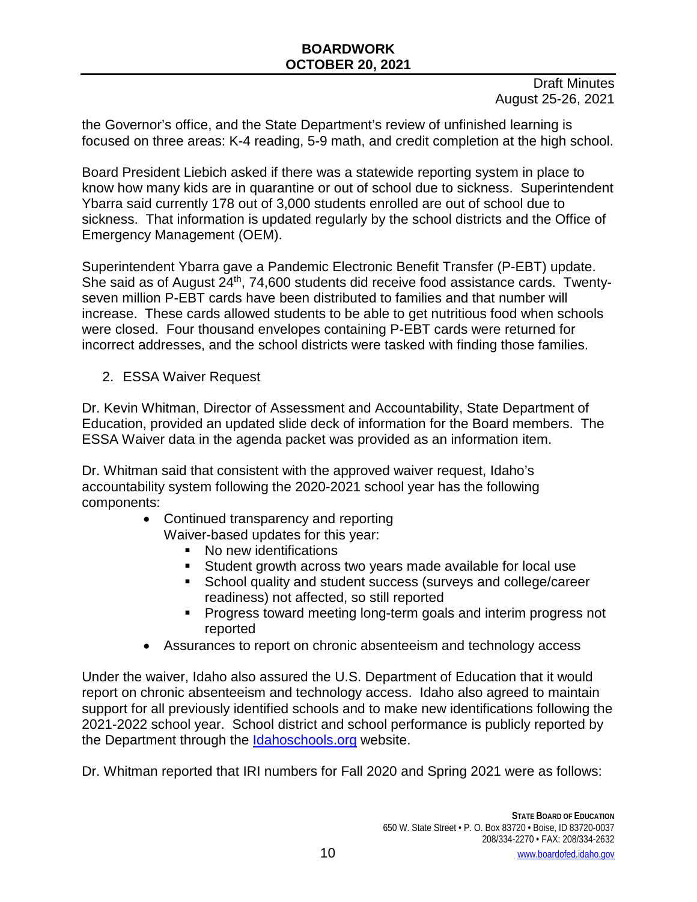the Governor's office, and the State Department's review of unfinished learning is focused on three areas: K-4 reading, 5-9 math, and credit completion at the high school.

Board President Liebich asked if there was a statewide reporting system in place to know how many kids are in quarantine or out of school due to sickness. Superintendent Ybarra said currently 178 out of 3,000 students enrolled are out of school due to sickness. That information is updated regularly by the school districts and the Office of Emergency Management (OEM).

Superintendent Ybarra gave a Pandemic Electronic Benefit Transfer (P-EBT) update. She said as of August 24th, 74,600 students did receive food assistance cards. Twenty-seven million P-EBT cards have been distributed to families and that number will increase. These cards allowed students to be able to get nutritious food when schools were closed. Four thousand envelopes containing P-EBT cards were returned for incorrect addresses, and the school districts were tasked with finding those families.

2. ESSA Waiver Request

Dr. Kevin Whitman, Director of Assessment and Accountability, State Department of Education, provided an updated slide deck of information for the Board members. The ESSA Waiver data in the agenda packet was provided as an information item.

Dr. Whitman said that consistent with the approved waiver request, Idaho's accountability system following the 2020-2021 school year has the following components:

- Continued transparency and reporting
  Waiver-based updates for this year:
  - No new identifications
  - Student growth across two years made available for local use
  - School quality and student success (surveys and college/career readiness) not affected, so still reported
  - Progress toward meeting long-term goals and interim progress not reported
- Assurances to report on chronic absenteeism and technology access

Under the waiver, Idaho also assured the U.S. Department of Education that it would report on chronic absenteeism and technology access. Idaho also agreed to maintain support for all previously identified schools and to make new identifications following the 2021-2022 school year. School district and school performance is publicly reported by the Department through the [Idahoschools.org](Idahoschools.org) website.

Dr. Whitman reported that IRI numbers for Fall 2020 and Spring 2021 were as follows: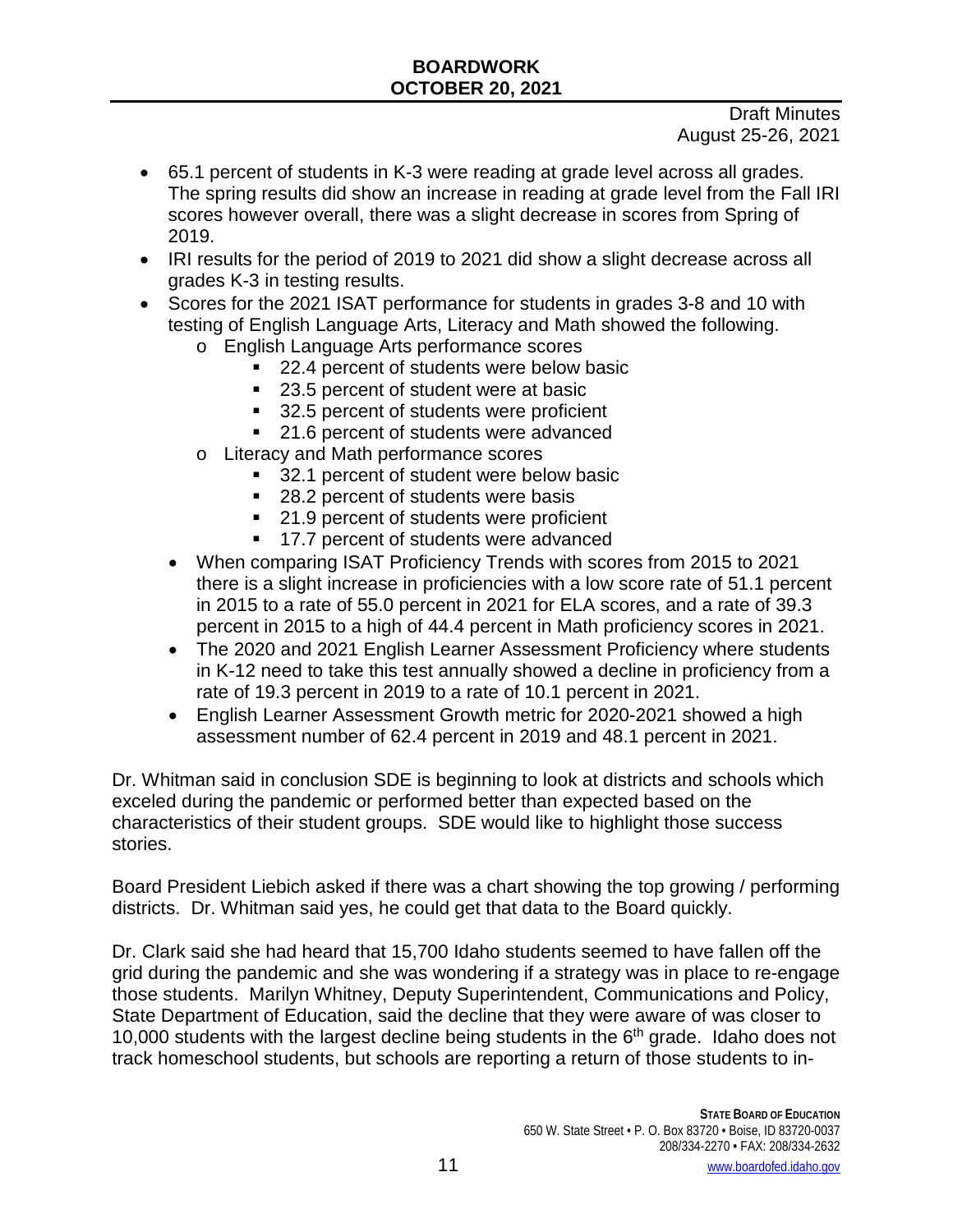- 65.1 percent of students in K-3 were reading at grade level across all grades. The spring results did show an increase in reading at grade level from the Fall IRI scores however overall, there was a slight decrease in scores from Spring of 2019.
- IRI results for the period of 2019 to 2021 did show a slight decrease across all grades K-3 in testing results.
- Scores for the 2021 ISAT performance for students in grades 3-8 and 10 with testing of English Language Arts, Literacy and Math showed the following.
  - English Language Arts performance scores
    - 22.4 percent of students were below basic
    - 23.5 percent of student were at basic
    - 32.5 percent of students were proficient
    - 21.6 percent of students were advanced
  - Literacy and Math performance scores
    - 32.1 percent of student were below basic
    - 28.2 percent of students were basis
    - 21.9 percent of students were proficient
    - 17.7 percent of students were advanced
  - When comparing ISAT Proficiency Trends with scores from 2015 to 2021 there is a slight increase in proficiencies with a low score rate of 51.1 percent in 2015 to a rate of 55.0 percent in 2021 for ELA scores, and a rate of 39.3 percent in 2015 to a high of 44.4 percent in Math proficiency scores in 2021.
  - The 2020 and 2021 English Learner Assessment Proficiency where students in K-12 need to take this test annually showed a decline in proficiency from a rate of 19.3 percent in 2019 to a rate of 10.1 percent in 2021.
  - English Learner Assessment Growth metric for 2020-2021 showed a high assessment number of 62.4 percent in 2019 and 48.1 percent in 2021.

Dr. Whitman said in conclusion SDE is beginning to look at districts and schools which exceled during the pandemic or performed better than expected based on the characteristics of their student groups. SDE would like to highlight those success stories.

Board President Liebich asked if there was a chart showing the top growing / performing districts. Dr. Whitman said yes, he could get that data to the Board quickly.

Dr. Clark said she had heard that 15,700 Idaho students seemed to have fallen off the grid during the pandemic and she was wondering if a strategy was in place to re-engage those students. Marilyn Whitney, Deputy Superintendent, Communications and Policy, State Department of Education, said the decline that they were aware of was closer to 10,000 students with the largest decline being students in the 6th grade. Idaho does not track homeschool students, but schools are reporting a return of those students to in-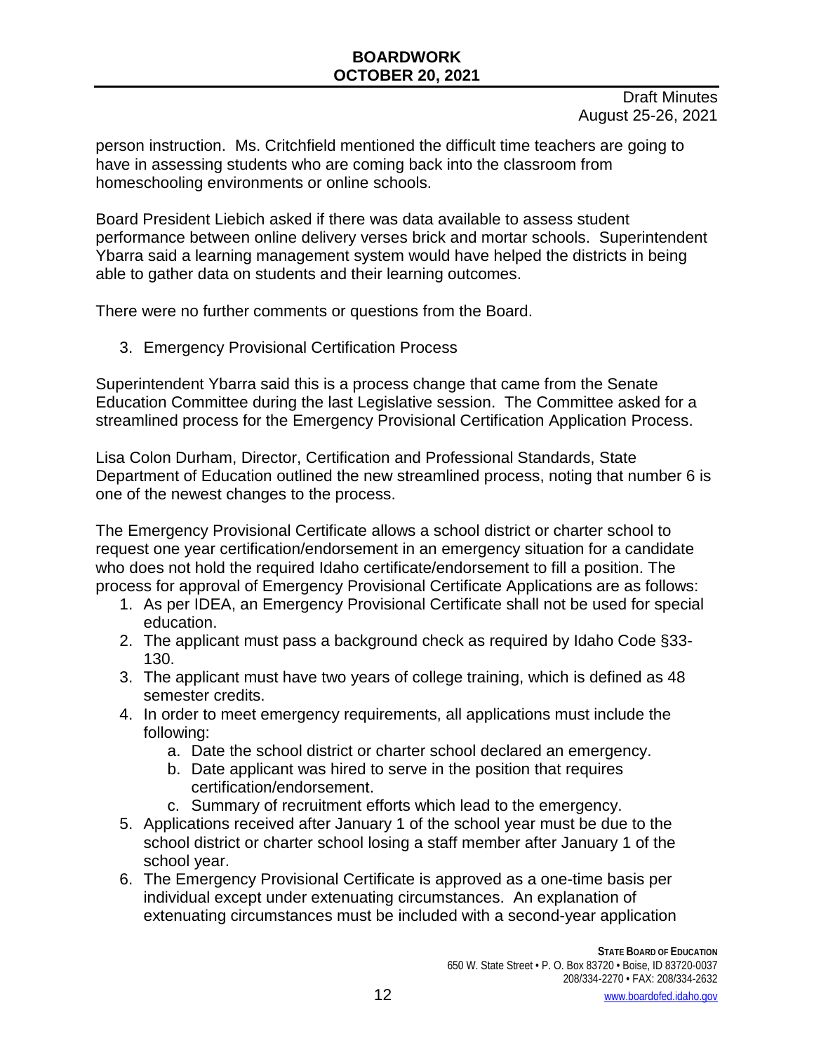person instruction. Ms. Critchfield mentioned the difficult time teachers are going to have in assessing students who are coming back into the classroom from homeschooling environments or online schools.

Board President Liebich asked if there was data available to assess student performance between online delivery verses brick and mortar schools. Superintendent Ybarra said a learning management system would have helped the districts in being able to gather data on students and their learning outcomes.

There were no further comments or questions from the Board.

3. Emergency Provisional Certification Process

Superintendent Ybarra said this is a process change that came from the Senate Education Committee during the last Legislative session. The Committee asked for a streamlined process for the Emergency Provisional Certification Application Process.

Lisa Colon Durham, Director, Certification and Professional Standards, State Department of Education outlined the new streamlined process, noting that number 6 is one of the newest changes to the process.

The Emergency Provisional Certificate allows a school district or charter school to request one year certification/endorsement in an emergency situation for a candidate who does not hold the required Idaho certificate/endorsement to fill a position. The process for approval of Emergency Provisional Certificate Applications are as follows:

1. As per IDEA, an Emergency Provisional Certificate shall not be used for special education.
2. The applicant must pass a background check as required by Idaho Code §33-130.
3. The applicant must have two years of college training, which is defined as 48 semester credits.
4. In order to meet emergency requirements, all applications must include the following:
   a. Date the school district or charter school declared an emergency.
   b. Date applicant was hired to serve in the position that requires certification/endorsement.
   c. Summary of recruitment efforts which lead to the emergency.
5. Applications received after January 1 of the school year must be due to the school district or charter school losing a staff member after January 1 of the school year.
6. The Emergency Provisional Certificate is approved as a one-time basis per individual except under extenuating circumstances. An explanation of extenuating circumstances must be included with a second-year application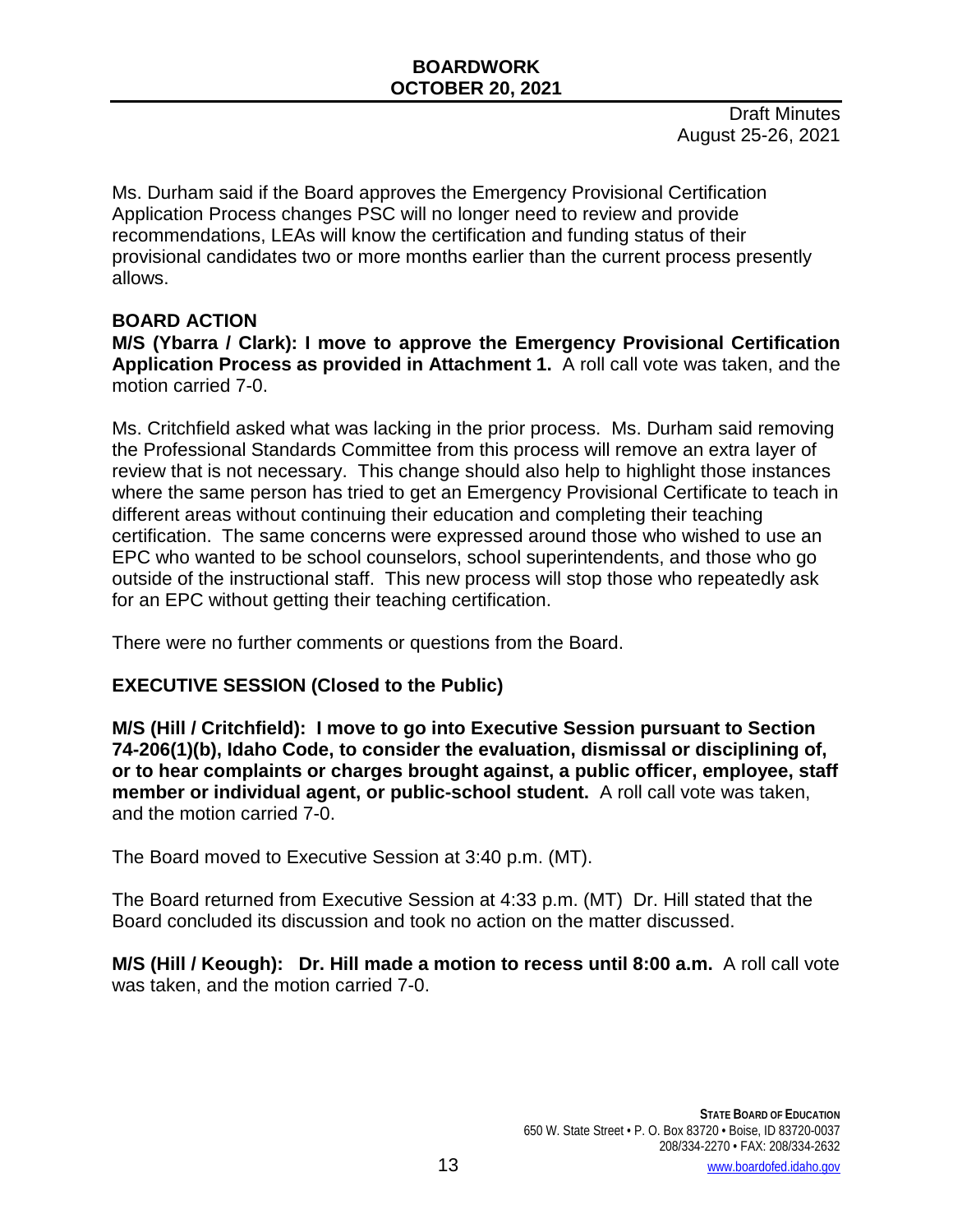Ms. Durham said if the Board approves the Emergency Provisional Certification Application Process changes PSC will no longer need to review and provide recommendations, LEAs will know the certification and funding status of their provisional candidates two or more months earlier than the current process presently allows.

**BOARD ACTION**

**M/S (Ybarra / Clark): I move to approve the Emergency Provisional Certification Application Process as provided in Attachment 1.** A roll call vote was taken, and the motion carried 7-0.

Ms. Critchfield asked what was lacking in the prior process. Ms. Durham said removing the Professional Standards Committee from this process will remove an extra layer of review that is not necessary. This change should also help to highlight those instances where the same person has tried to get an Emergency Provisional Certificate to teach in different areas without continuing their education and completing their teaching certification. The same concerns were expressed around those who wished to use an EPC who wanted to be school counselors, school superintendents, and those who go outside of the instructional staff. This new process will stop those who repeatedly ask for an EPC without getting their teaching certification.

There were no further comments or questions from the Board.

**EXECUTIVE SESSION (Closed to the Public)**

**M/S (Hill / Critchfield): I move to go into Executive Session pursuant to Section 74-206(1)(b), Idaho Code, to consider the evaluation, dismissal or disciplining of, or to hear complaints or charges brought against, a public officer, employee, staff member or individual agent, or public-school student.** A roll call vote was taken, and the motion carried 7-0.

The Board moved to Executive Session at 3:40 p.m. (MT).

The Board returned from Executive Session at 4:33 p.m. (MT) Dr. Hill stated that the Board concluded its discussion and took no action on the matter discussed.

**M/S (Hill / Keough): Dr. Hill made a motion to recess until 8:00 a.m.** A roll call vote was taken, and the motion carried 7-0.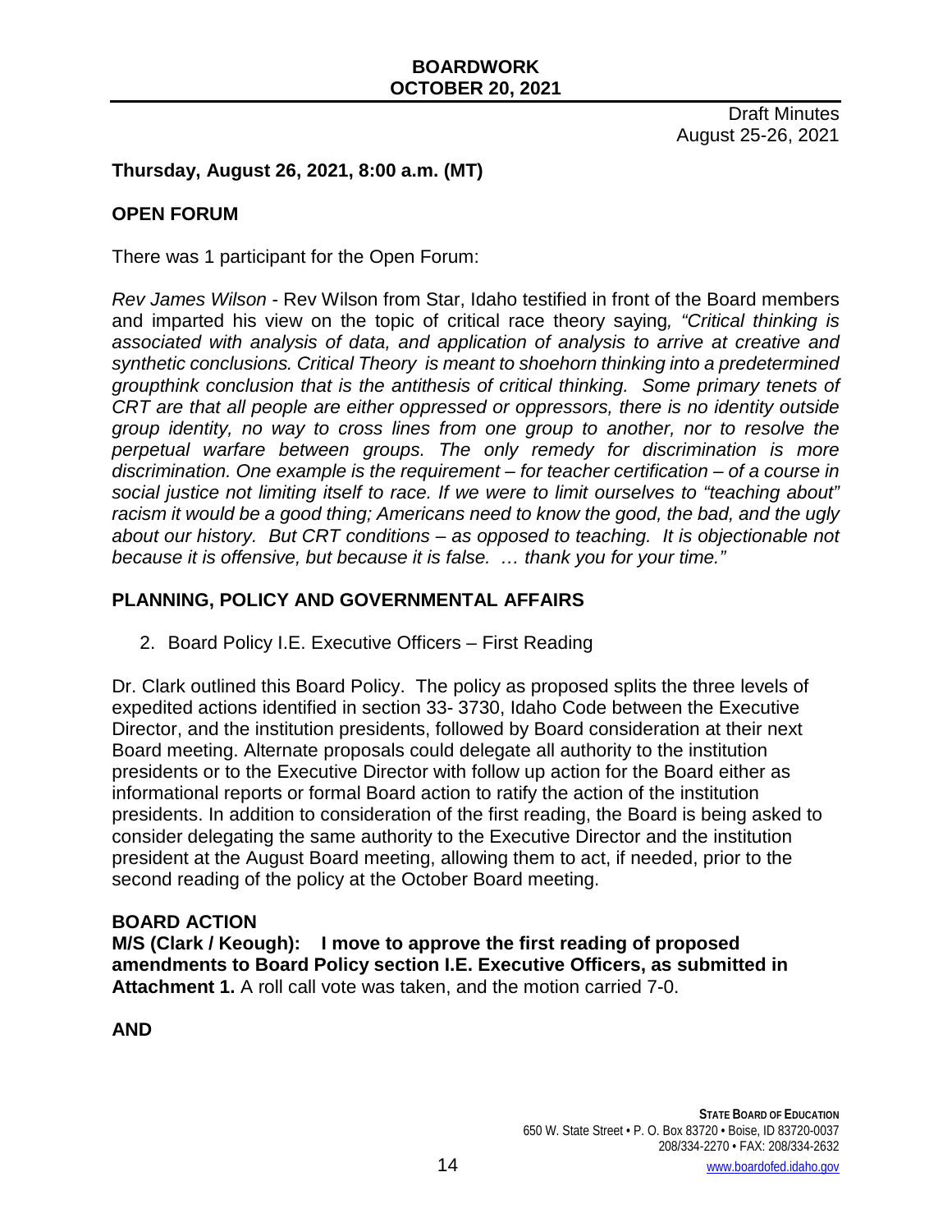Draft Minutes
August 25-26, 2021

**Thursday, August 26, 2021, 8:00 a.m. (MT)**

**OPEN FORUM**

There was 1 participant for the Open Forum:

*Rev James Wilson* - Rev Wilson from Star, Idaho testified in front of the Board members and imparted his view on the topic of critical race theory saying*, "Critical thinking is associated with analysis of data, and application of analysis to arrive at creative and synthetic conclusions. Critical Theory is meant to shoehorn thinking into a predetermined groupthink conclusion that is the antithesis of critical thinking. Some primary tenets of CRT are that all people are either oppressed or oppressors, there is no identity outside group identity, no way to cross lines from one group to another, nor to resolve the perpetual warfare between groups. The only remedy for discrimination is more discrimination. One example is the requirement – for teacher certification – of a course in social justice not limiting itself to race. If we were to limit ourselves to "teaching about" racism it would be a good thing; Americans need to know the good, the bad, and the ugly about our history. But CRT conditions – as opposed to teaching. It is objectionable not because it is offensive, but because it is false. … thank you for your time."*

**PLANNING, POLICY AND GOVERNMENTAL AFFAIRS**

2. Board Policy I.E. Executive Officers – First Reading

Dr. Clark outlined this Board Policy. The policy as proposed splits the three levels of expedited actions identified in section 33- 3730, Idaho Code between the Executive Director, and the institution presidents, followed by Board consideration at their next Board meeting. Alternate proposals could delegate all authority to the institution presidents or to the Executive Director with follow up action for the Board either as informational reports or formal Board action to ratify the action of the institution presidents. In addition to consideration of the first reading, the Board is being asked to consider delegating the same authority to the Executive Director and the institution president at the August Board meeting, allowing them to act, if needed, prior to the second reading of the policy at the October Board meeting.

**BOARD ACTION**
**M/S (Clark / Keough): I move to approve the first reading of proposed amendments to Board Policy section I.E. Executive Officers, as submitted in Attachment 1.** A roll call vote was taken, and the motion carried 7-0.

**AND**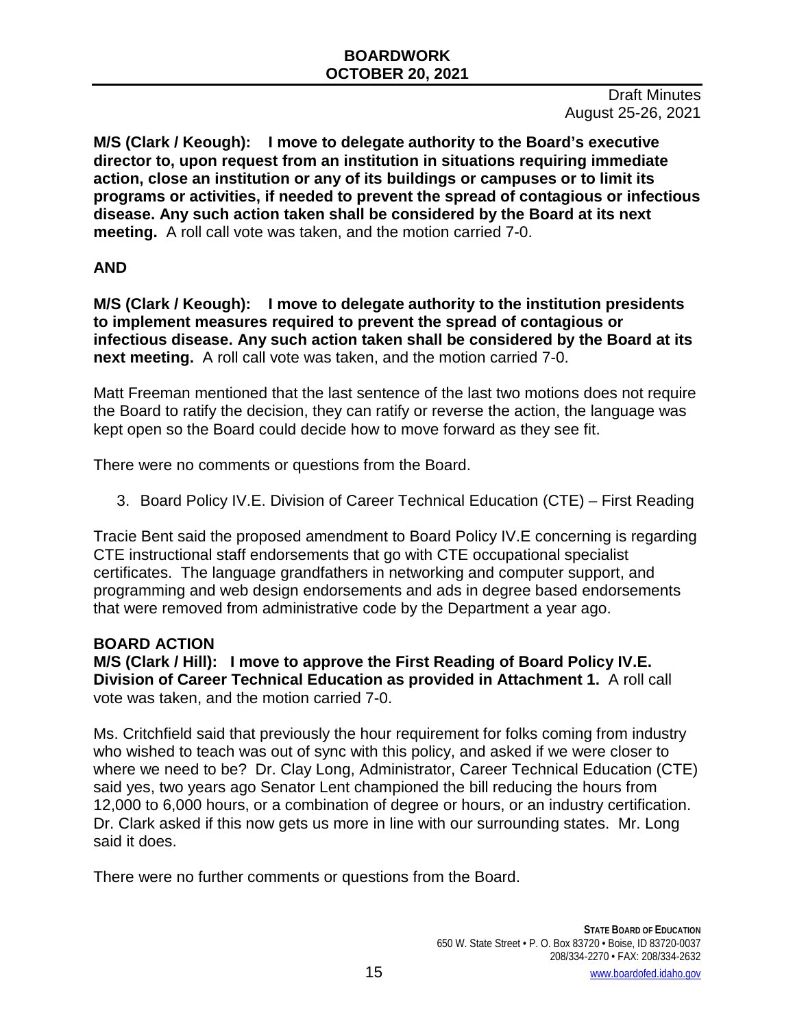Draft Minutes
August 25-26, 2021

**M/S (Clark / Keough): I move to delegate authority to the Board's executive director to, upon request from an institution in situations requiring immediate action, close an institution or any of its buildings or campuses or to limit its programs or activities, if needed to prevent the spread of contagious or infectious disease. Any such action taken shall be considered by the Board at its next meeting.** A roll call vote was taken, and the motion carried 7-0.

**AND**

**M/S (Clark / Keough): I move to delegate authority to the institution presidents to implement measures required to prevent the spread of contagious or infectious disease. Any such action taken shall be considered by the Board at its next meeting.** A roll call vote was taken, and the motion carried 7-0.

Matt Freeman mentioned that the last sentence of the last two motions does not require the Board to ratify the decision, they can ratify or reverse the action, the language was kept open so the Board could decide how to move forward as they see fit.

There were no comments or questions from the Board.

3. Board Policy IV.E. Division of Career Technical Education (CTE) – First Reading

Tracie Bent said the proposed amendment to Board Policy IV.E concerning is regarding CTE instructional staff endorsements that go with CTE occupational specialist certificates. The language grandfathers in networking and computer support, and programming and web design endorsements and ads in degree based endorsements that were removed from administrative code by the Department a year ago.

**BOARD ACTION**

**M/S (Clark / Hill): I move to approve the First Reading of Board Policy IV.E. Division of Career Technical Education as provided in Attachment 1.** A roll call vote was taken, and the motion carried 7-0.

Ms. Critchfield said that previously the hour requirement for folks coming from industry who wished to teach was out of sync with this policy, and asked if we were closer to where we need to be? Dr. Clay Long, Administrator, Career Technical Education (CTE) said yes, two years ago Senator Lent championed the bill reducing the hours from 12,000 to 6,000 hours, or a combination of degree or hours, or an industry certification. Dr. Clark asked if this now gets us more in line with our surrounding states. Mr. Long said it does.

There were no further comments or questions from the Board.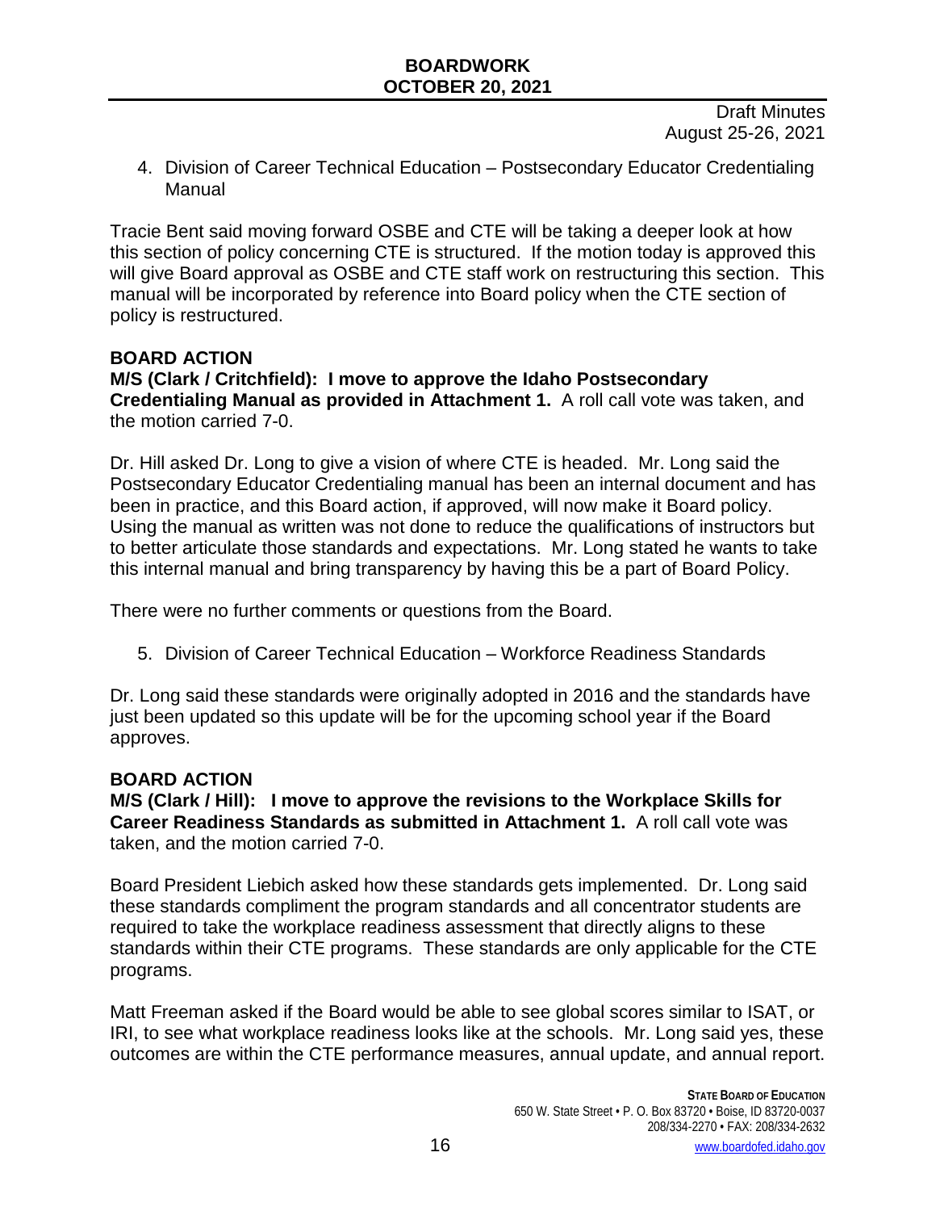Draft Minutes
August 25-26, 2021

4. Division of Career Technical Education – Postsecondary Educator Credentialing Manual

Tracie Bent said moving forward OSBE and CTE will be taking a deeper look at how this section of policy concerning CTE is structured. If the motion today is approved this will give Board approval as OSBE and CTE staff work on restructuring this section. This manual will be incorporated by reference into Board policy when the CTE section of policy is restructured.

**BOARD ACTION**

**M/S (Clark / Critchfield): I move to approve the Idaho Postsecondary Credentialing Manual as provided in Attachment 1.** A roll call vote was taken, and the motion carried 7-0.

Dr. Hill asked Dr. Long to give a vision of where CTE is headed. Mr. Long said the Postsecondary Educator Credentialing manual has been an internal document and has been in practice, and this Board action, if approved, will now make it Board policy. Using the manual as written was not done to reduce the qualifications of instructors but to better articulate those standards and expectations. Mr. Long stated he wants to take this internal manual and bring transparency by having this be a part of Board Policy.

There were no further comments or questions from the Board.

5. Division of Career Technical Education – Workforce Readiness Standards

Dr. Long said these standards were originally adopted in 2016 and the standards have just been updated so this update will be for the upcoming school year if the Board approves.

**BOARD ACTION**

**M/S (Clark / Hill): I move to approve the revisions to the Workplace Skills for Career Readiness Standards as submitted in Attachment 1.** A roll call vote was taken, and the motion carried 7-0.

Board President Liebich asked how these standards gets implemented. Dr. Long said these standards compliment the program standards and all concentrator students are required to take the workplace readiness assessment that directly aligns to these standards within their CTE programs. These standards are only applicable for the CTE programs.

Matt Freeman asked if the Board would be able to see global scores similar to ISAT, or IRI, to see what workplace readiness looks like at the schools. Mr. Long said yes, these outcomes are within the CTE performance measures, annual update, and annual report.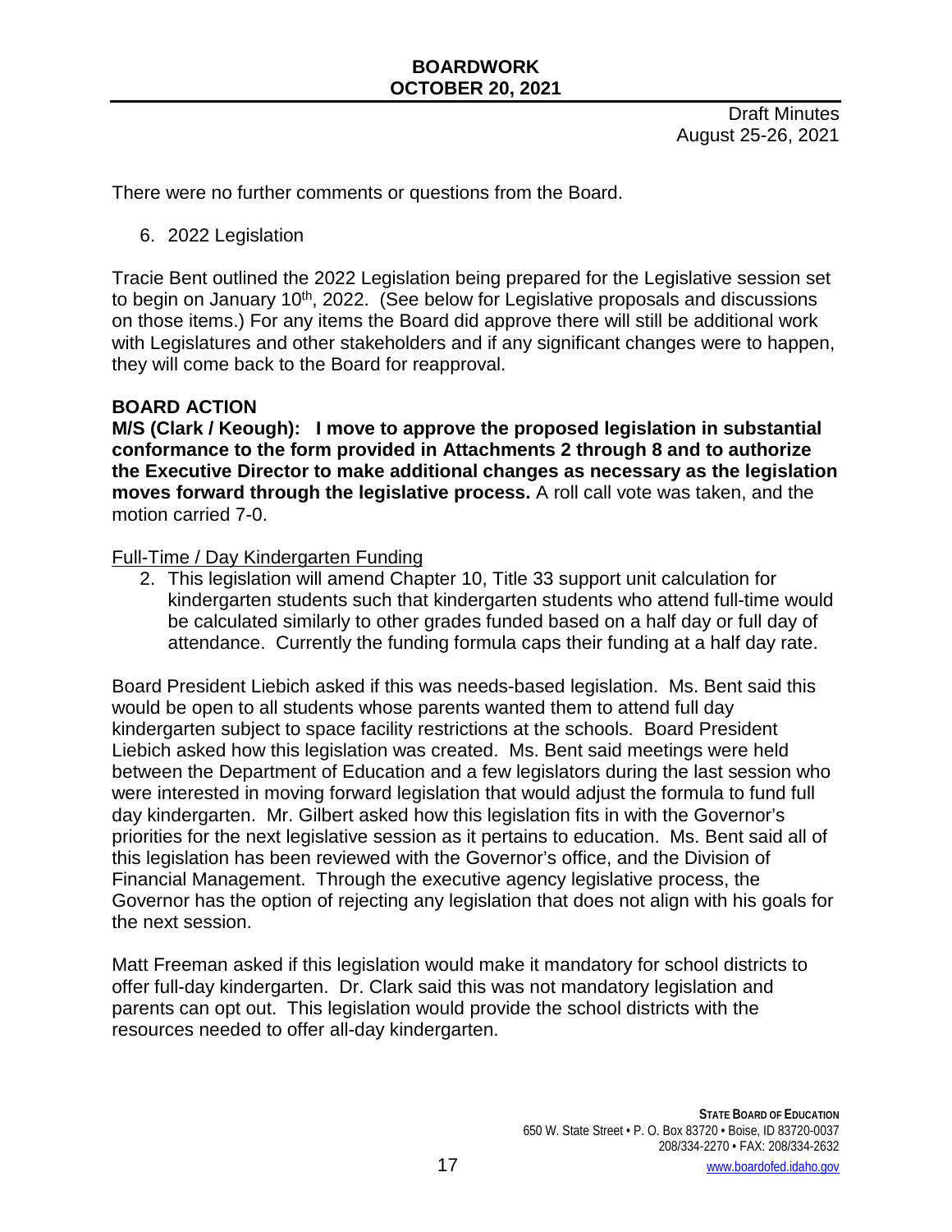Draft Minutes
August 25-26, 2021

There were no further comments or questions from the Board.

6. 2022 Legislation

Tracie Bent outlined the 2022 Legislation being prepared for the Legislative session set to begin on January 10th, 2022. (See below for Legislative proposals and discussions on those items.) For any items the Board did approve there will still be additional work with Legislatures and other stakeholders and if any significant changes were to happen, they will come back to the Board for reapproval.

**BOARD ACTION**

**M/S (Clark / Keough): I move to approve the proposed legislation in substantial conformance to the form provided in Attachments 2 through 8 and to authorize the Executive Director to make additional changes as necessary as the legislation moves forward through the legislative process.** A roll call vote was taken, and the motion carried 7-0.

Full-Time / Day Kindergarten Funding

2. This legislation will amend Chapter 10, Title 33 support unit calculation for kindergarten students such that kindergarten students who attend full-time would be calculated similarly to other grades funded based on a half day or full day of attendance. Currently the funding formula caps their funding at a half day rate.

Board President Liebich asked if this was needs-based legislation. Ms. Bent said this would be open to all students whose parents wanted them to attend full day kindergarten subject to space facility restrictions at the schools. Board President Liebich asked how this legislation was created. Ms. Bent said meetings were held between the Department of Education and a few legislators during the last session who were interested in moving forward legislation that would adjust the formula to fund full day kindergarten. Mr. Gilbert asked how this legislation fits in with the Governor's priorities for the next legislative session as it pertains to education. Ms. Bent said all of this legislation has been reviewed with the Governor's office, and the Division of Financial Management. Through the executive agency legislative process, the Governor has the option of rejecting any legislation that does not align with his goals for the next session.

Matt Freeman asked if this legislation would make it mandatory for school districts to offer full-day kindergarten. Dr. Clark said this was not mandatory legislation and parents can opt out. This legislation would provide the school districts with the resources needed to offer all-day kindergarten.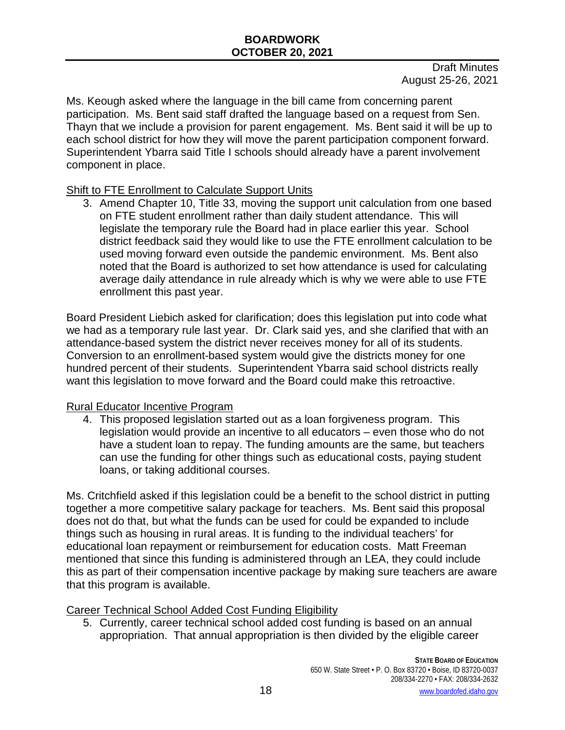Ms. Keough asked where the language in the bill came from concerning parent participation. Ms. Bent said staff drafted the language based on a request from Sen. Thayn that we include a provision for parent engagement. Ms. Bent said it will be up to each school district for how they will move the parent participation component forward. Superintendent Ybarra said Title I schools should already have a parent involvement component in place.

Shift to FTE Enrollment to Calculate Support Units

3. Amend Chapter 10, Title 33, moving the support unit calculation from one based on FTE student enrollment rather than daily student attendance. This will legislate the temporary rule the Board had in place earlier this year. School district feedback said they would like to use the FTE enrollment calculation to be used moving forward even outside the pandemic environment. Ms. Bent also noted that the Board is authorized to set how attendance is used for calculating average daily attendance in rule already which is why we were able to use FTE enrollment this past year.

Board President Liebich asked for clarification; does this legislation put into code what we had as a temporary rule last year. Dr. Clark said yes, and she clarified that with an attendance-based system the district never receives money for all of its students. Conversion to an enrollment-based system would give the districts money for one hundred percent of their students. Superintendent Ybarra said school districts really want this legislation to move forward and the Board could make this retroactive.

Rural Educator Incentive Program

4. This proposed legislation started out as a loan forgiveness program. This legislation would provide an incentive to all educators – even those who do not have a student loan to repay. The funding amounts are the same, but teachers can use the funding for other things such as educational costs, paying student loans, or taking additional courses.

Ms. Critchfield asked if this legislation could be a benefit to the school district in putting together a more competitive salary package for teachers. Ms. Bent said this proposal does not do that, but what the funds can be used for could be expanded to include things such as housing in rural areas. It is funding to the individual teachers' for educational loan repayment or reimbursement for education costs. Matt Freeman mentioned that since this funding is administered through an LEA, they could include this as part of their compensation incentive package by making sure teachers are aware that this program is available.

Career Technical School Added Cost Funding Eligibility

5. Currently, career technical school added cost funding is based on an annual appropriation. That annual appropriation is then divided by the eligible career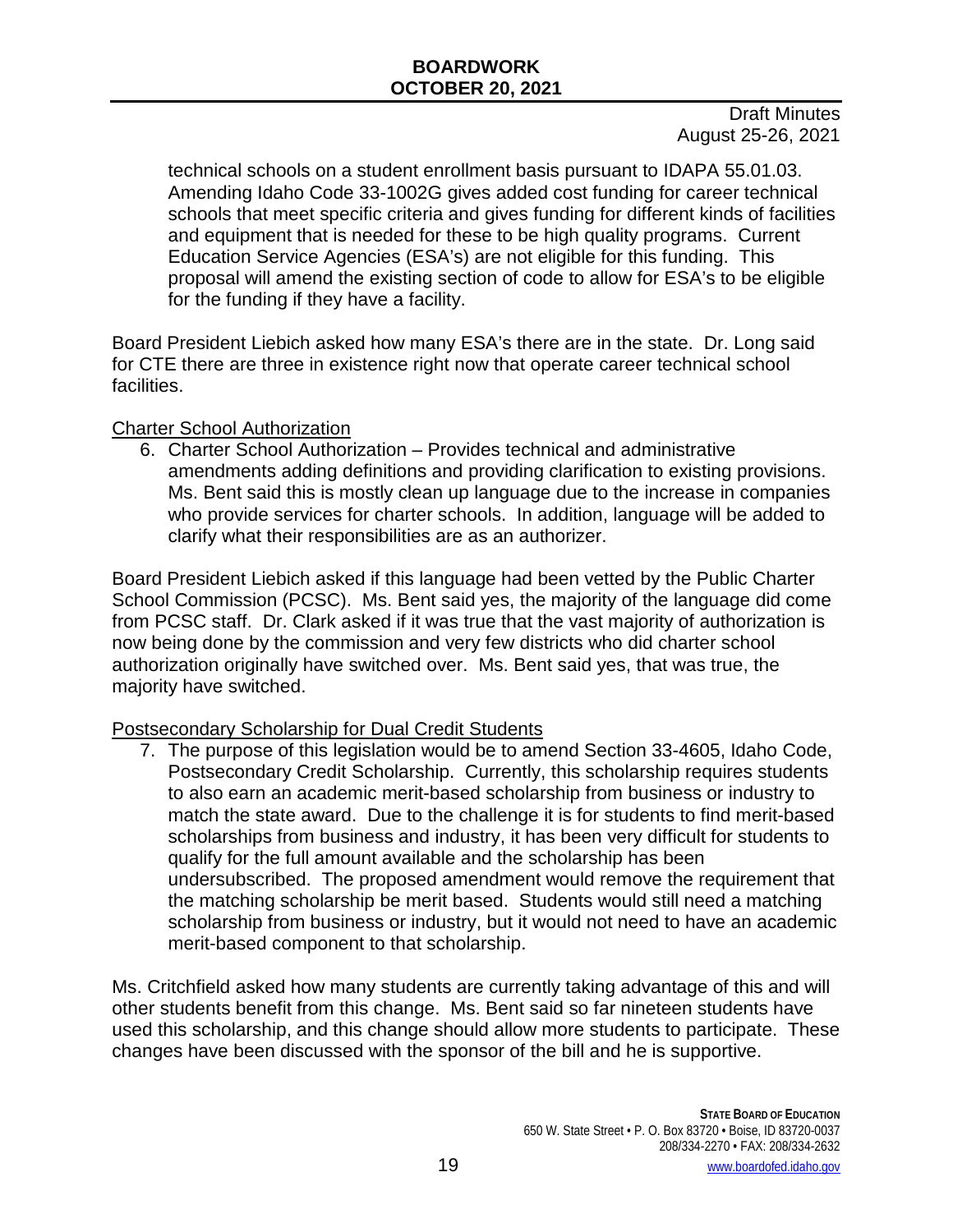technical schools on a student enrollment basis pursuant to IDAPA 55.01.03. Amending Idaho Code 33-1002G gives added cost funding for career technical schools that meet specific criteria and gives funding for different kinds of facilities and equipment that is needed for these to be high quality programs. Current Education Service Agencies (ESA's) are not eligible for this funding. This proposal will amend the existing section of code to allow for ESA's to be eligible for the funding if they have a facility.

Board President Liebich asked how many ESA's there are in the state. Dr. Long said for CTE there are three in existence right now that operate career technical school facilities.

<u>Charter School Authorization</u>

6. Charter School Authorization – Provides technical and administrative amendments adding definitions and providing clarification to existing provisions. Ms. Bent said this is mostly clean up language due to the increase in companies who provide services for charter schools. In addition, language will be added to clarify what their responsibilities are as an authorizer.

Board President Liebich asked if this language had been vetted by the Public Charter School Commission (PCSC). Ms. Bent said yes, the majority of the language did come from PCSC staff. Dr. Clark asked if it was true that the vast majority of authorization is now being done by the commission and very few districts who did charter school authorization originally have switched over. Ms. Bent said yes, that was true, the majority have switched.

<u>Postsecondary Scholarship for Dual Credit Students</u>

7. The purpose of this legislation would be to amend Section 33-4605, Idaho Code, Postsecondary Credit Scholarship. Currently, this scholarship requires students to also earn an academic merit-based scholarship from business or industry to match the state award. Due to the challenge it is for students to find merit-based scholarships from business and industry, it has been very difficult for students to qualify for the full amount available and the scholarship has been undersubscribed. The proposed amendment would remove the requirement that the matching scholarship be merit based. Students would still need a matching scholarship from business or industry, but it would not need to have an academic merit-based component to that scholarship.

Ms. Critchfield asked how many students are currently taking advantage of this and will other students benefit from this change. Ms. Bent said so far nineteen students have used this scholarship, and this change should allow more students to participate. These changes have been discussed with the sponsor of the bill and he is supportive.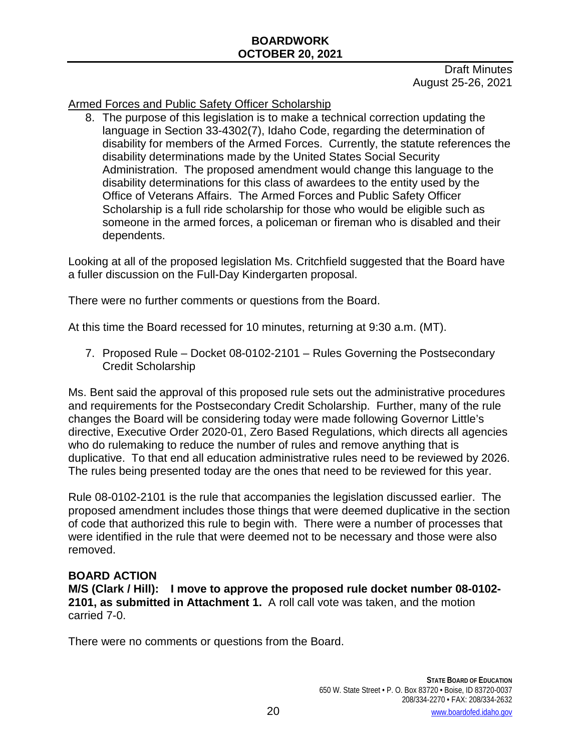Draft Minutes
August 25-26, 2021

Armed Forces and Public Safety Officer Scholarship

8. The purpose of this legislation is to make a technical correction updating the language in Section 33-4302(7), Idaho Code, regarding the determination of disability for members of the Armed Forces. Currently, the statute references the disability determinations made by the United States Social Security Administration. The proposed amendment would change this language to the disability determinations for this class of awardees to the entity used by the Office of Veterans Affairs. The Armed Forces and Public Safety Officer Scholarship is a full ride scholarship for those who would be eligible such as someone in the armed forces, a policeman or fireman who is disabled and their dependents.

Looking at all of the proposed legislation Ms. Critchfield suggested that the Board have a fuller discussion on the Full-Day Kindergarten proposal.

There were no further comments or questions from the Board.

At this time the Board recessed for 10 minutes, returning at 9:30 a.m. (MT).

7. Proposed Rule – Docket 08-0102-2101 – Rules Governing the Postsecondary Credit Scholarship

Ms. Bent said the approval of this proposed rule sets out the administrative procedures and requirements for the Postsecondary Credit Scholarship. Further, many of the rule changes the Board will be considering today were made following Governor Little's directive, Executive Order 2020-01, Zero Based Regulations, which directs all agencies who do rulemaking to reduce the number of rules and remove anything that is duplicative. To that end all education administrative rules need to be reviewed by 2026. The rules being presented today are the ones that need to be reviewed for this year.

Rule 08-0102-2101 is the rule that accompanies the legislation discussed earlier. The proposed amendment includes those things that were deemed duplicative in the section of code that authorized this rule to begin with. There were a number of processes that were identified in the rule that were deemed not to be necessary and those were also removed.

**BOARD ACTION**

**M/S (Clark / Hill): I move to approve the proposed rule docket number 08-0102-2101, as submitted in Attachment 1.** A roll call vote was taken, and the motion carried 7-0.

There were no comments or questions from the Board.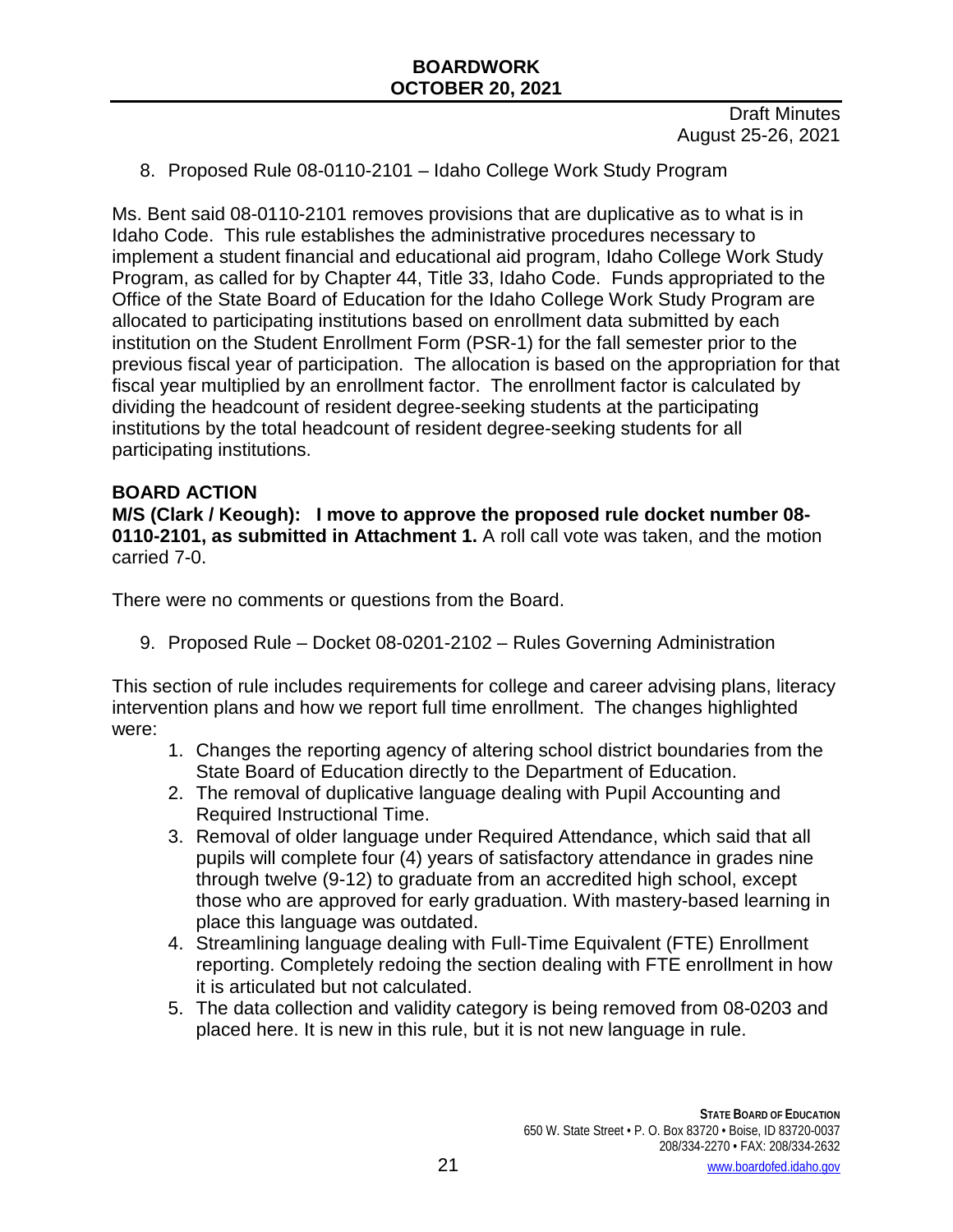8. Proposed Rule 08-0110-2101 – Idaho College Work Study Program

Ms. Bent said 08-0110-2101 removes provisions that are duplicative as to what is in Idaho Code. This rule establishes the administrative procedures necessary to implement a student financial and educational aid program, Idaho College Work Study Program, as called for by Chapter 44, Title 33, Idaho Code. Funds appropriated to the Office of the State Board of Education for the Idaho College Work Study Program are allocated to participating institutions based on enrollment data submitted by each institution on the Student Enrollment Form (PSR-1) for the fall semester prior to the previous fiscal year of participation. The allocation is based on the appropriation for that fiscal year multiplied by an enrollment factor. The enrollment factor is calculated by dividing the headcount of resident degree-seeking students at the participating institutions by the total headcount of resident degree-seeking students for all participating institutions.

**BOARD ACTION**

**M/S (Clark / Keough): I move to approve the proposed rule docket number 08-0110-2101, as submitted in Attachment 1.** A roll call vote was taken, and the motion carried 7-0.

There were no comments or questions from the Board.

9. Proposed Rule – Docket 08-0201-2102 – Rules Governing Administration

This section of rule includes requirements for college and career advising plans, literacy intervention plans and how we report full time enrollment. The changes highlighted were:

1. Changes the reporting agency of altering school district boundaries from the State Board of Education directly to the Department of Education.
2. The removal of duplicative language dealing with Pupil Accounting and Required Instructional Time.
3. Removal of older language under Required Attendance, which said that all pupils will complete four (4) years of satisfactory attendance in grades nine through twelve (9-12) to graduate from an accredited high school, except those who are approved for early graduation. With mastery-based learning in place this language was outdated.
4. Streamlining language dealing with Full-Time Equivalent (FTE) Enrollment reporting. Completely redoing the section dealing with FTE enrollment in how it is articulated but not calculated.
5. The data collection and validity category is being removed from 08-0203 and placed here. It is new in this rule, but it is not new language in rule.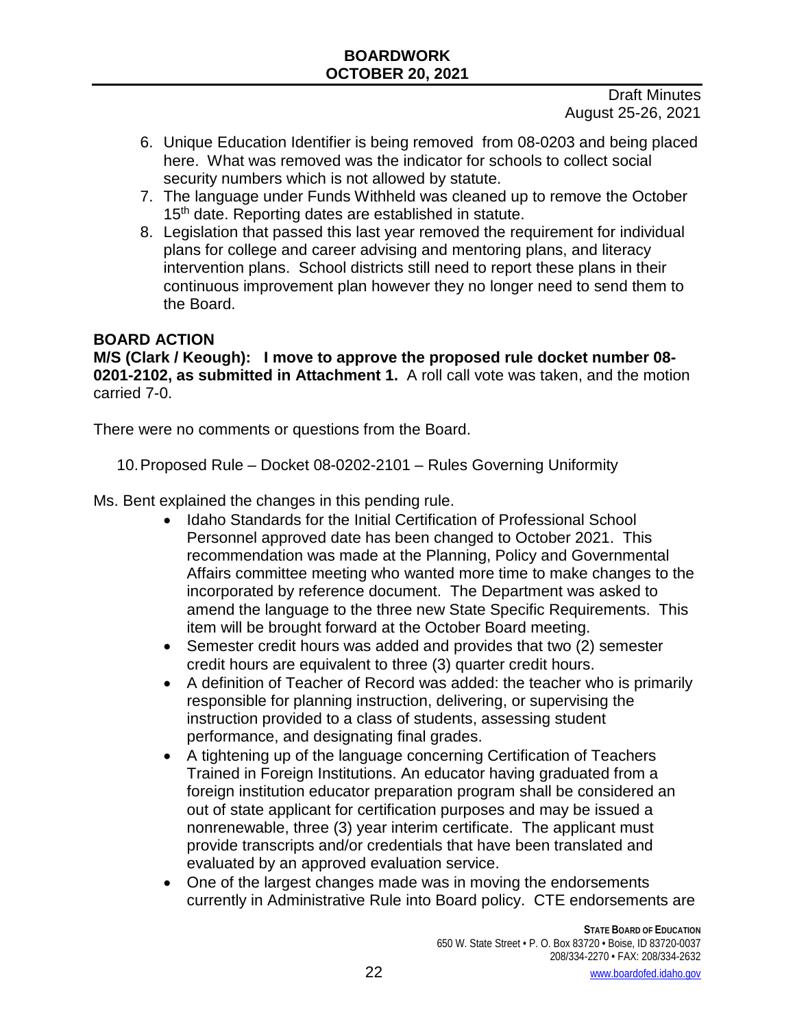Draft Minutes
August 25-26, 2021

6. Unique Education Identifier is being removed from 08-0203 and being placed here. What was removed was the indicator for schools to collect social security numbers which is not allowed by statute.
7. The language under Funds Withheld was cleaned up to remove the October 15th date. Reporting dates are established in statute.
8. Legislation that passed this last year removed the requirement for individual plans for college and career advising and mentoring plans, and literacy intervention plans. School districts still need to report these plans in their continuous improvement plan however they no longer need to send them to the Board.

**BOARD ACTION**

**M/S (Clark / Keough): I move to approve the proposed rule docket number 08-0201-2102, as submitted in Attachment 1.** A roll call vote was taken, and the motion carried 7-0.

There were no comments or questions from the Board.

10. Proposed Rule – Docket 08-0202-2101 – Rules Governing Uniformity

Ms. Bent explained the changes in this pending rule.

- Idaho Standards for the Initial Certification of Professional School Personnel approved date has been changed to October 2021. This recommendation was made at the Planning, Policy and Governmental Affairs committee meeting who wanted more time to make changes to the incorporated by reference document. The Department was asked to amend the language to the three new State Specific Requirements. This item will be brought forward at the October Board meeting.
- Semester credit hours was added and provides that two (2) semester credit hours are equivalent to three (3) quarter credit hours.
- A definition of Teacher of Record was added: the teacher who is primarily responsible for planning instruction, delivering, or supervising the instruction provided to a class of students, assessing student performance, and designating final grades.
- A tightening up of the language concerning Certification of Teachers Trained in Foreign Institutions. An educator having graduated from a foreign institution educator preparation program shall be considered an out of state applicant for certification purposes and may be issued a nonrenewable, three (3) year interim certificate. The applicant must provide transcripts and/or credentials that have been translated and evaluated by an approved evaluation service.
- One of the largest changes made was in moving the endorsements currently in Administrative Rule into Board policy. CTE endorsements are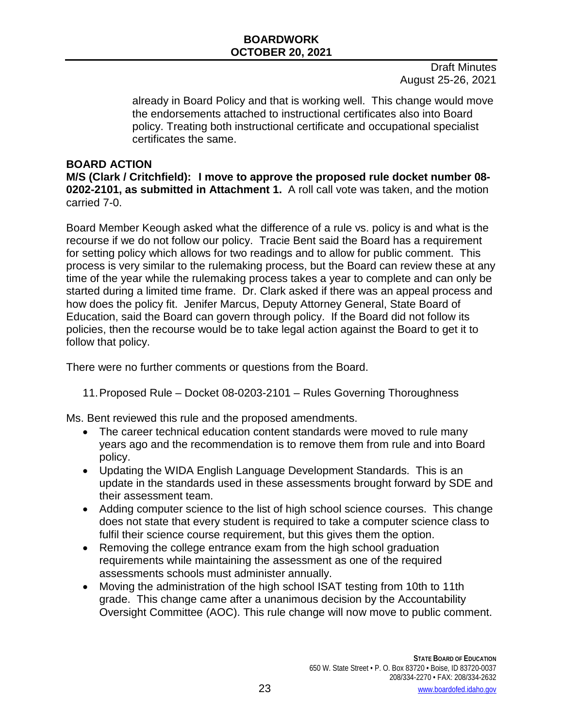already in Board Policy and that is working well. This change would move the endorsements attached to instructional certificates also into Board policy. Treating both instructional certificate and occupational specialist certificates the same.

**BOARD ACTION**

**M/S (Clark / Critchfield): I move to approve the proposed rule docket number 08-0202-2101, as submitted in Attachment 1.** A roll call vote was taken, and the motion carried 7-0.

Board Member Keough asked what the difference of a rule vs. policy is and what is the recourse if we do not follow our policy. Tracie Bent said the Board has a requirement for setting policy which allows for two readings and to allow for public comment. This process is very similar to the rulemaking process, but the Board can review these at any time of the year while the rulemaking process takes a year to complete and can only be started during a limited time frame. Dr. Clark asked if there was an appeal process and how does the policy fit. Jenifer Marcus, Deputy Attorney General, State Board of Education, said the Board can govern through policy. If the Board did not follow its policies, then the recourse would be to take legal action against the Board to get it to follow that policy.

There were no further comments or questions from the Board.

11. Proposed Rule – Docket 08-0203-2101 – Rules Governing Thoroughness

Ms. Bent reviewed this rule and the proposed amendments.

- The career technical education content standards were moved to rule many years ago and the recommendation is to remove them from rule and into Board policy.
- Updating the WIDA English Language Development Standards. This is an update in the standards used in these assessments brought forward by SDE and their assessment team.
- Adding computer science to the list of high school science courses. This change does not state that every student is required to take a computer science class to fulfil their science course requirement, but this gives them the option.
- Removing the college entrance exam from the high school graduation requirements while maintaining the assessment as one of the required assessments schools must administer annually.
- Moving the administration of the high school ISAT testing from 10th to 11th grade. This change came after a unanimous decision by the Accountability Oversight Committee (AOC). This rule change will now move to public comment.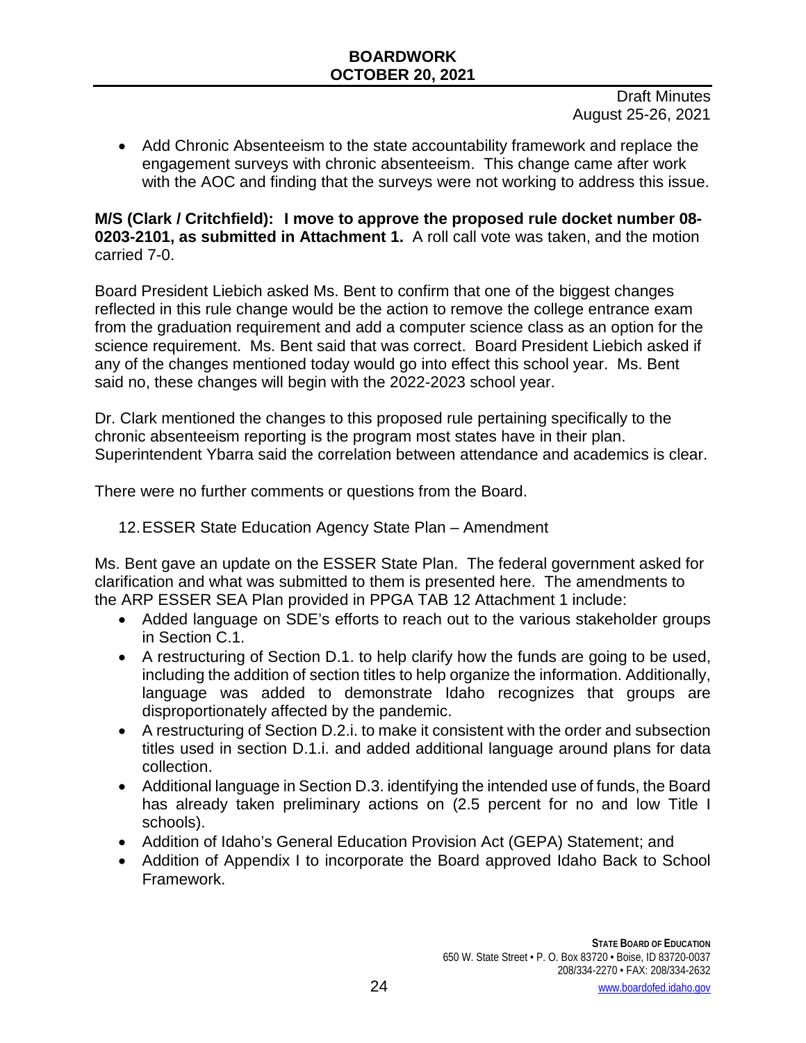- Add Chronic Absenteeism to the state accountability framework and replace the engagement surveys with chronic absenteeism. This change came after work with the AOC and finding that the surveys were not working to address this issue.

**M/S (Clark / Critchfield): I move to approve the proposed rule docket number 08-0203-2101, as submitted in Attachment 1.** A roll call vote was taken, and the motion carried 7-0.

Board President Liebich asked Ms. Bent to confirm that one of the biggest changes reflected in this rule change would be the action to remove the college entrance exam from the graduation requirement and add a computer science class as an option for the science requirement. Ms. Bent said that was correct. Board President Liebich asked if any of the changes mentioned today would go into effect this school year. Ms. Bent said no, these changes will begin with the 2022-2023 school year.

Dr. Clark mentioned the changes to this proposed rule pertaining specifically to the chronic absenteeism reporting is the program most states have in their plan. Superintendent Ybarra said the correlation between attendance and academics is clear.

There were no further comments or questions from the Board.

12. ESSER State Education Agency State Plan – Amendment

Ms. Bent gave an update on the ESSER State Plan. The federal government asked for clarification and what was submitted to them is presented here. The amendments to the ARP ESSER SEA Plan provided in PPGA TAB 12 Attachment 1 include:

- Added language on SDE's efforts to reach out to the various stakeholder groups in Section C.1.
- A restructuring of Section D.1. to help clarify how the funds are going to be used, including the addition of section titles to help organize the information. Additionally, language was added to demonstrate Idaho recognizes that groups are disproportionately affected by the pandemic.
- A restructuring of Section D.2.i. to make it consistent with the order and subsection titles used in section D.1.i. and added additional language around plans for data collection.
- Additional language in Section D.3. identifying the intended use of funds, the Board has already taken preliminary actions on (2.5 percent for no and low Title I schools).
- Addition of Idaho's General Education Provision Act (GEPA) Statement; and
- Addition of Appendix I to incorporate the Board approved Idaho Back to School Framework.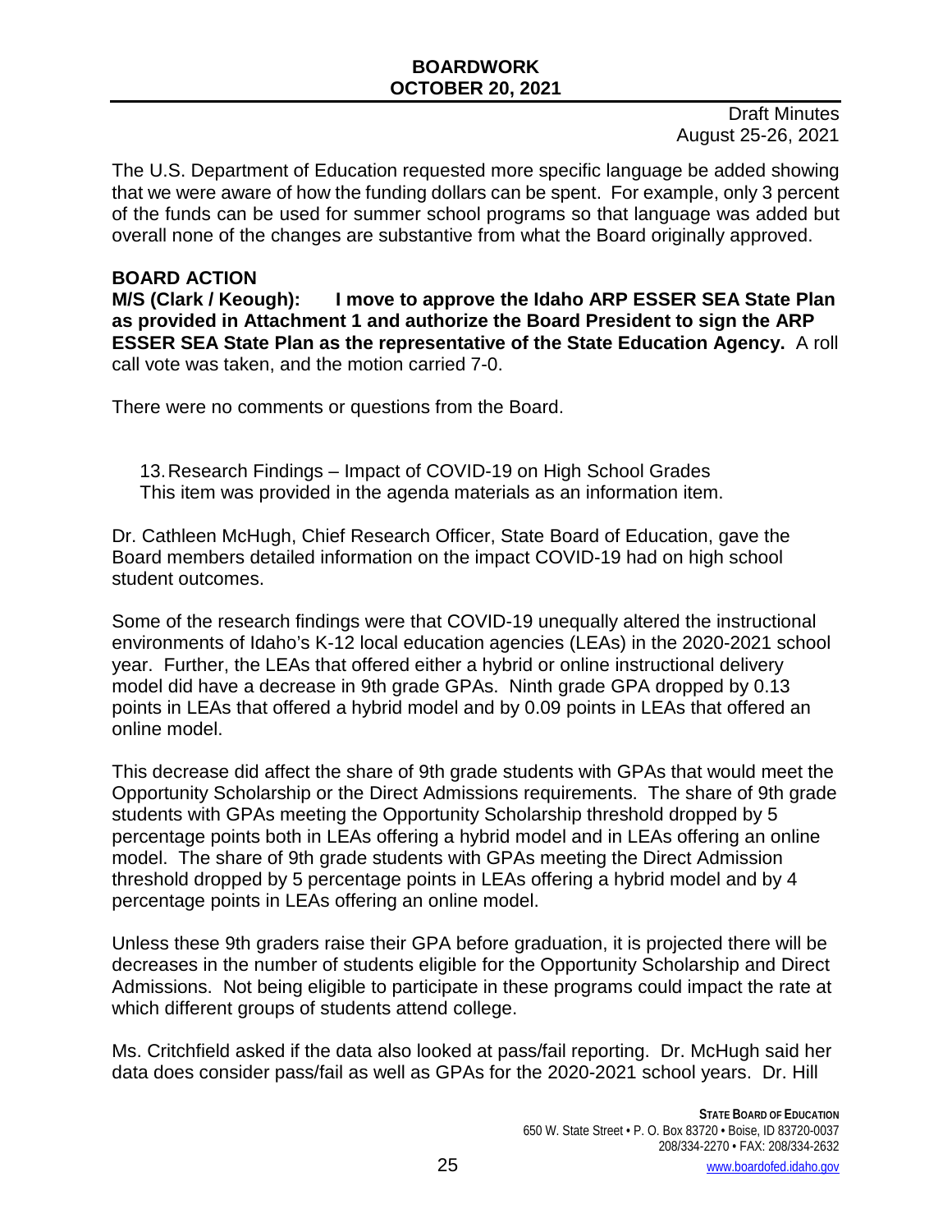The U.S. Department of Education requested more specific language be added showing that we were aware of how the funding dollars can be spent. For example, only 3 percent of the funds can be used for summer school programs so that language was added but overall none of the changes are substantive from what the Board originally approved.

**BOARD ACTION**

**M/S (Clark / Keough): I move to approve the Idaho ARP ESSER SEA State Plan as provided in Attachment 1 and authorize the Board President to sign the ARP ESSER SEA State Plan as the representative of the State Education Agency.** A roll call vote was taken, and the motion carried 7-0.

There were no comments or questions from the Board.

13. Research Findings – Impact of COVID-19 on High School Grades
This item was provided in the agenda materials as an information item.

Dr. Cathleen McHugh, Chief Research Officer, State Board of Education, gave the Board members detailed information on the impact COVID-19 had on high school student outcomes.

Some of the research findings were that COVID-19 unequally altered the instructional environments of Idaho's K-12 local education agencies (LEAs) in the 2020-2021 school year. Further, the LEAs that offered either a hybrid or online instructional delivery model did have a decrease in 9th grade GPAs. Ninth grade GPA dropped by 0.13 points in LEAs that offered a hybrid model and by 0.09 points in LEAs that offered an online model.

This decrease did affect the share of 9th grade students with GPAs that would meet the Opportunity Scholarship or the Direct Admissions requirements. The share of 9th grade students with GPAs meeting the Opportunity Scholarship threshold dropped by 5 percentage points both in LEAs offering a hybrid model and in LEAs offering an online model. The share of 9th grade students with GPAs meeting the Direct Admission threshold dropped by 5 percentage points in LEAs offering a hybrid model and by 4 percentage points in LEAs offering an online model.

Unless these 9th graders raise their GPA before graduation, it is projected there will be decreases in the number of students eligible for the Opportunity Scholarship and Direct Admissions. Not being eligible to participate in these programs could impact the rate at which different groups of students attend college.

Ms. Critchfield asked if the data also looked at pass/fail reporting. Dr. McHugh said her data does consider pass/fail as well as GPAs for the 2020-2021 school years. Dr. Hill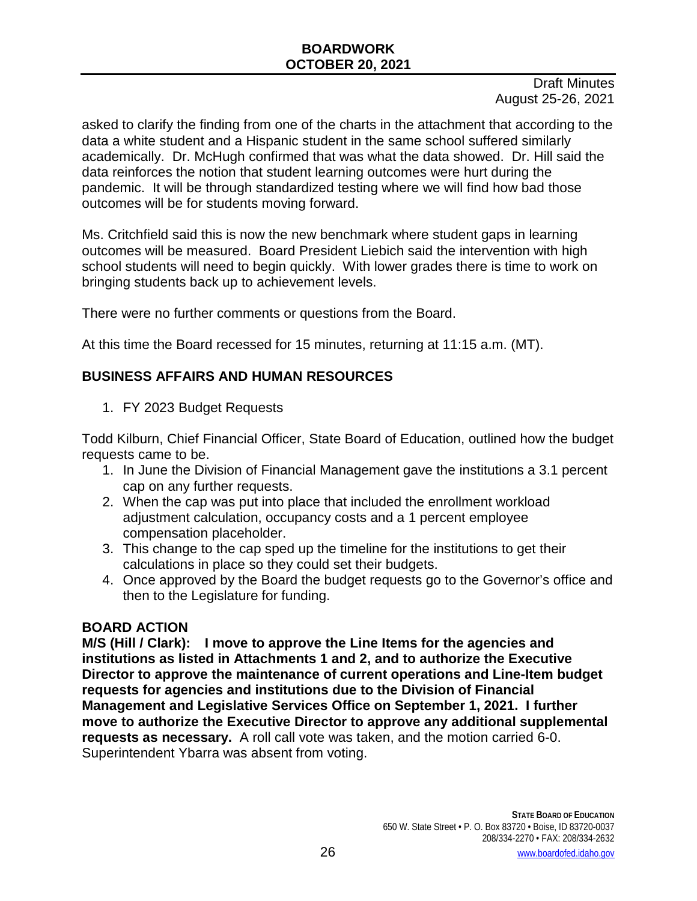Draft Minutes
August 25-26, 2021

asked to clarify the finding from one of the charts in the attachment that according to the data a white student and a Hispanic student in the same school suffered similarly academically. Dr. McHugh confirmed that was what the data showed. Dr. Hill said the data reinforces the notion that student learning outcomes were hurt during the pandemic. It will be through standardized testing where we will find how bad those outcomes will be for students moving forward.

Ms. Critchfield said this is now the new benchmark where student gaps in learning outcomes will be measured. Board President Liebich said the intervention with high school students will need to begin quickly. With lower grades there is time to work on bringing students back up to achievement levels.

There were no further comments or questions from the Board.

At this time the Board recessed for 15 minutes, returning at 11:15 a.m. (MT).

## BUSINESS AFFAIRS AND HUMAN RESOURCES

1. FY 2023 Budget Requests

Todd Kilburn, Chief Financial Officer, State Board of Education, outlined how the budget requests came to be.

1. In June the Division of Financial Management gave the institutions a 3.1 percent cap on any further requests.
2. When the cap was put into place that included the enrollment workload adjustment calculation, occupancy costs and a 1 percent employee compensation placeholder.
3. This change to the cap sped up the timeline for the institutions to get their calculations in place so they could set their budgets.
4. Once approved by the Board the budget requests go to the Governor's office and then to the Legislature for funding.

**BOARD ACTION**

**M/S (Hill / Clark): I move to approve the Line Items for the agencies and institutions as listed in Attachments 1 and 2, and to authorize the Executive Director to approve the maintenance of current operations and Line-Item budget requests for agencies and institutions due to the Division of Financial Management and Legislative Services Office on September 1, 2021. I further move to authorize the Executive Director to approve any additional supplemental requests as necessary.** A roll call vote was taken, and the motion carried 6-0. Superintendent Ybarra was absent from voting.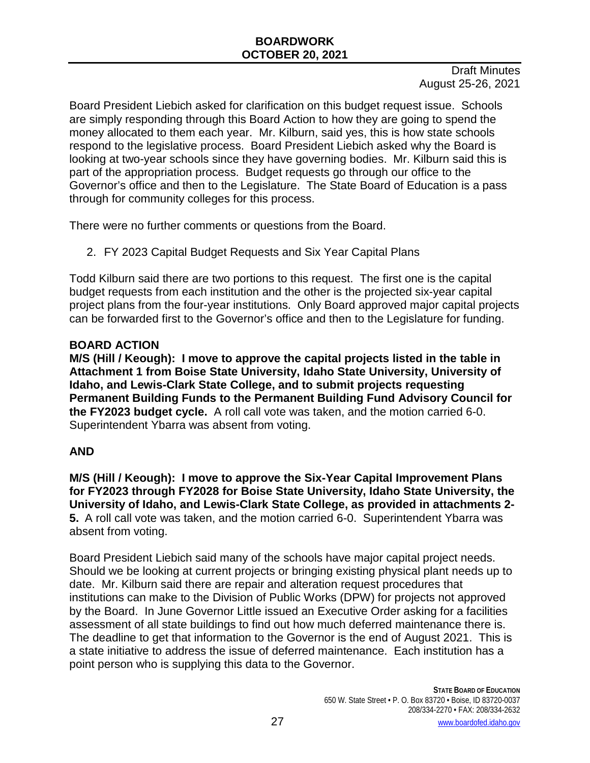Board President Liebich asked for clarification on this budget request issue. Schools are simply responding through this Board Action to how they are going to spend the money allocated to them each year. Mr. Kilburn, said yes, this is how state schools respond to the legislative process. Board President Liebich asked why the Board is looking at two-year schools since they have governing bodies. Mr. Kilburn said this is part of the appropriation process. Budget requests go through our office to the Governor's office and then to the Legislature. The State Board of Education is a pass through for community colleges for this process.

There were no further comments or questions from the Board.

2. FY 2023 Capital Budget Requests and Six Year Capital Plans

Todd Kilburn said there are two portions to this request. The first one is the capital budget requests from each institution and the other is the projected six-year capital project plans from the four-year institutions. Only Board approved major capital projects can be forwarded first to the Governor's office and then to the Legislature for funding.

**BOARD ACTION**
**M/S (Hill / Keough): I move to approve the capital projects listed in the table in Attachment 1 from Boise State University, Idaho State University, University of Idaho, and Lewis-Clark State College, and to submit projects requesting Permanent Building Funds to the Permanent Building Fund Advisory Council for the FY2023 budget cycle.** A roll call vote was taken, and the motion carried 6-0. Superintendent Ybarra was absent from voting.

**AND**

**M/S (Hill / Keough): I move to approve the Six-Year Capital Improvement Plans for FY2023 through FY2028 for Boise State University, Idaho State University, the University of Idaho, and Lewis-Clark State College, as provided in attachments 2-5.** A roll call vote was taken, and the motion carried 6-0. Superintendent Ybarra was absent from voting.

Board President Liebich said many of the schools have major capital project needs. Should we be looking at current projects or bringing existing physical plant needs up to date. Mr. Kilburn said there are repair and alteration request procedures that institutions can make to the Division of Public Works (DPW) for projects not approved by the Board. In June Governor Little issued an Executive Order asking for a facilities assessment of all state buildings to find out how much deferred maintenance there is. The deadline to get that information to the Governor is the end of August 2021. This is a state initiative to address the issue of deferred maintenance. Each institution has a point person who is supplying this data to the Governor.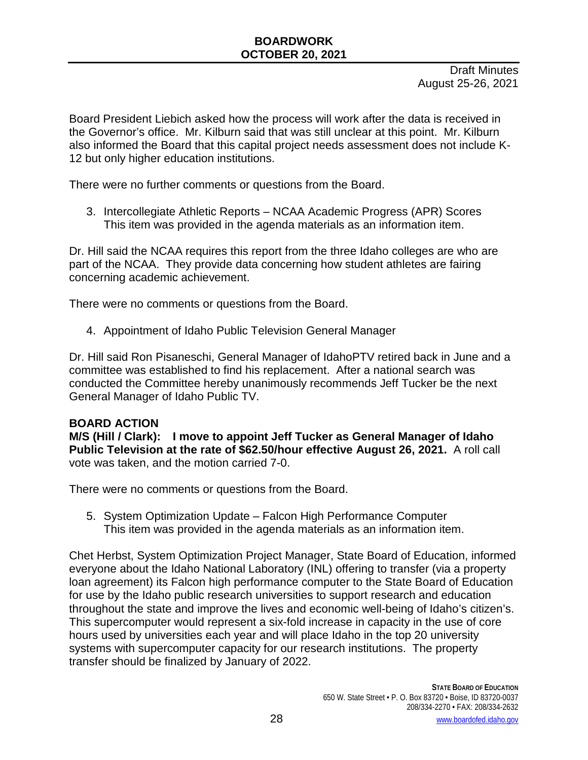Draft Minutes
August 25-26, 2021

Board President Liebich asked how the process will work after the data is received in the Governor's office. Mr. Kilburn said that was still unclear at this point. Mr. Kilburn also informed the Board that this capital project needs assessment does not include K-12 but only higher education institutions.

There were no further comments or questions from the Board.

3. Intercollegiate Athletic Reports – NCAA Academic Progress (APR) Scores
   This item was provided in the agenda materials as an information item.

Dr. Hill said the NCAA requires this report from the three Idaho colleges are who are part of the NCAA. They provide data concerning how student athletes are fairing concerning academic achievement.

There were no comments or questions from the Board.

4. Appointment of Idaho Public Television General Manager

Dr. Hill said Ron Pisaneschi, General Manager of IdahoPTV retired back in June and a committee was established to find his replacement. After a national search was conducted the Committee hereby unanimously recommends Jeff Tucker be the next General Manager of Idaho Public TV.

**BOARD ACTION**
**M/S (Hill / Clark): I move to appoint Jeff Tucker as General Manager of Idaho Public Television at the rate of $62.50/hour effective August 26, 2021.** A roll call vote was taken, and the motion carried 7-0.

There were no comments or questions from the Board.

5. System Optimization Update – Falcon High Performance Computer
   This item was provided in the agenda materials as an information item.

Chet Herbst, System Optimization Project Manager, State Board of Education, informed everyone about the Idaho National Laboratory (INL) offering to transfer (via a property loan agreement) its Falcon high performance computer to the State Board of Education for use by the Idaho public research universities to support research and education throughout the state and improve the lives and economic well-being of Idaho's citizen's. This supercomputer would represent a six-fold increase in capacity in the use of core hours used by universities each year and will place Idaho in the top 20 university systems with supercomputer capacity for our research institutions. The property transfer should be finalized by January of 2022.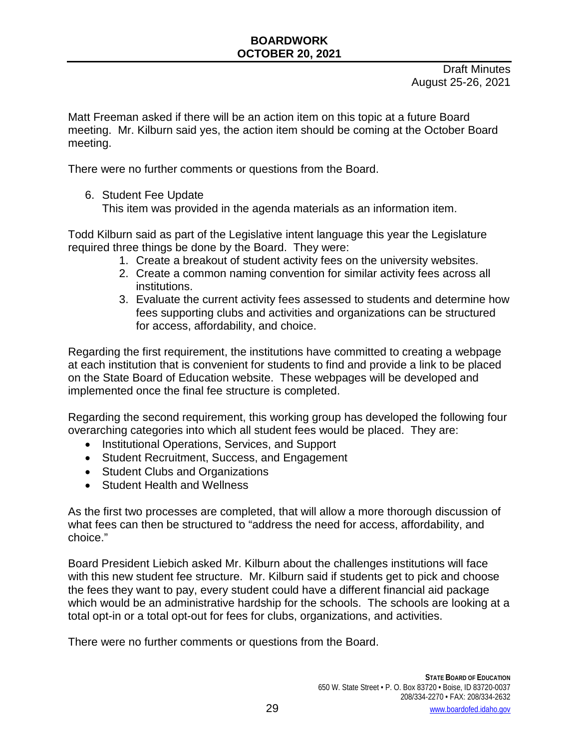Matt Freeman asked if there will be an action item on this topic at a future Board meeting. Mr. Kilburn said yes, the action item should be coming at the October Board meeting.

There were no further comments or questions from the Board.

6. Student Fee Update
   This item was provided in the agenda materials as an information item.

Todd Kilburn said as part of the Legislative intent language this year the Legislature required three things be done by the Board. They were:

1. Create a breakout of student activity fees on the university websites.
2. Create a common naming convention for similar activity fees across all institutions.
3. Evaluate the current activity fees assessed to students and determine how fees supporting clubs and activities and organizations can be structured for access, affordability, and choice.

Regarding the first requirement, the institutions have committed to creating a webpage at each institution that is convenient for students to find and provide a link to be placed on the State Board of Education website. These webpages will be developed and implemented once the final fee structure is completed.

Regarding the second requirement, this working group has developed the following four overarching categories into which all student fees would be placed. They are:

- Institutional Operations, Services, and Support
- Student Recruitment, Success, and Engagement
- Student Clubs and Organizations
- Student Health and Wellness

As the first two processes are completed, that will allow a more thorough discussion of what fees can then be structured to "address the need for access, affordability, and choice."

Board President Liebich asked Mr. Kilburn about the challenges institutions will face with this new student fee structure. Mr. Kilburn said if students get to pick and choose the fees they want to pay, every student could have a different financial aid package which would be an administrative hardship for the schools. The schools are looking at a total opt-in or a total opt-out for fees for clubs, organizations, and activities.

There were no further comments or questions from the Board.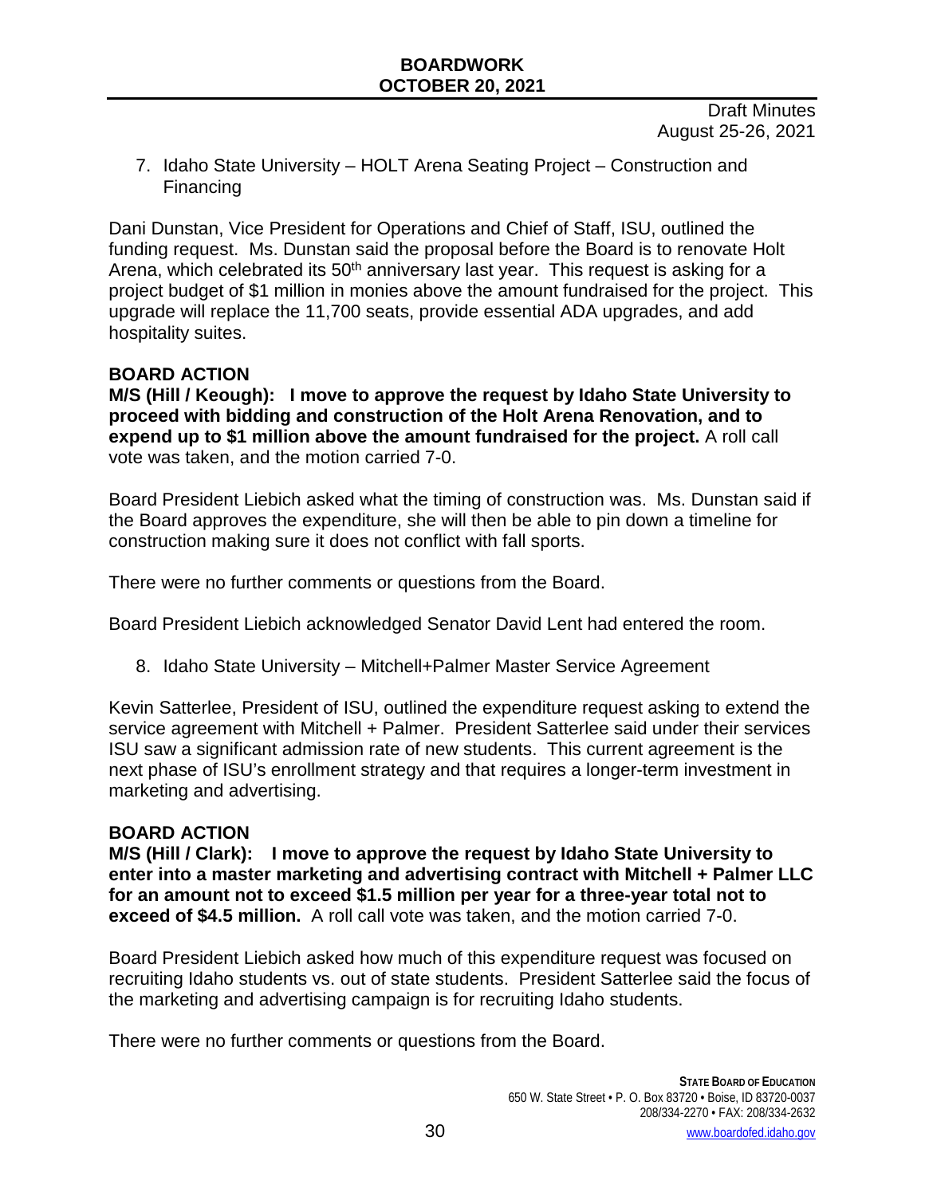Draft Minutes
August 25-26, 2021

7. Idaho State University – HOLT Arena Seating Project – Construction and Financing

Dani Dunstan, Vice President for Operations and Chief of Staff, ISU, outlined the funding request. Ms. Dunstan said the proposal before the Board is to renovate Holt Arena, which celebrated its 50th anniversary last year. This request is asking for a project budget of $1 million in monies above the amount fundraised for the project. This upgrade will replace the 11,700 seats, provide essential ADA upgrades, and add hospitality suites.

**BOARD ACTION**

**M/S (Hill / Keough): I move to approve the request by Idaho State University to proceed with bidding and construction of the Holt Arena Renovation, and to expend up to $1 million above the amount fundraised for the project.** A roll call vote was taken, and the motion carried 7-0.

Board President Liebich asked what the timing of construction was. Ms. Dunstan said if the Board approves the expenditure, she will then be able to pin down a timeline for construction making sure it does not conflict with fall sports.

There were no further comments or questions from the Board.

Board President Liebich acknowledged Senator David Lent had entered the room.

8. Idaho State University – Mitchell+Palmer Master Service Agreement

Kevin Satterlee, President of ISU, outlined the expenditure request asking to extend the service agreement with Mitchell + Palmer. President Satterlee said under their services ISU saw a significant admission rate of new students. This current agreement is the next phase of ISU's enrollment strategy and that requires a longer-term investment in marketing and advertising.

**BOARD ACTION**

**M/S (Hill / Clark): I move to approve the request by Idaho State University to enter into a master marketing and advertising contract with Mitchell + Palmer LLC for an amount not to exceed $1.5 million per year for a three-year total not to exceed of $4.5 million.** A roll call vote was taken, and the motion carried 7-0.

Board President Liebich asked how much of this expenditure request was focused on recruiting Idaho students vs. out of state students. President Satterlee said the focus of the marketing and advertising campaign is for recruiting Idaho students.

There were no further comments or questions from the Board.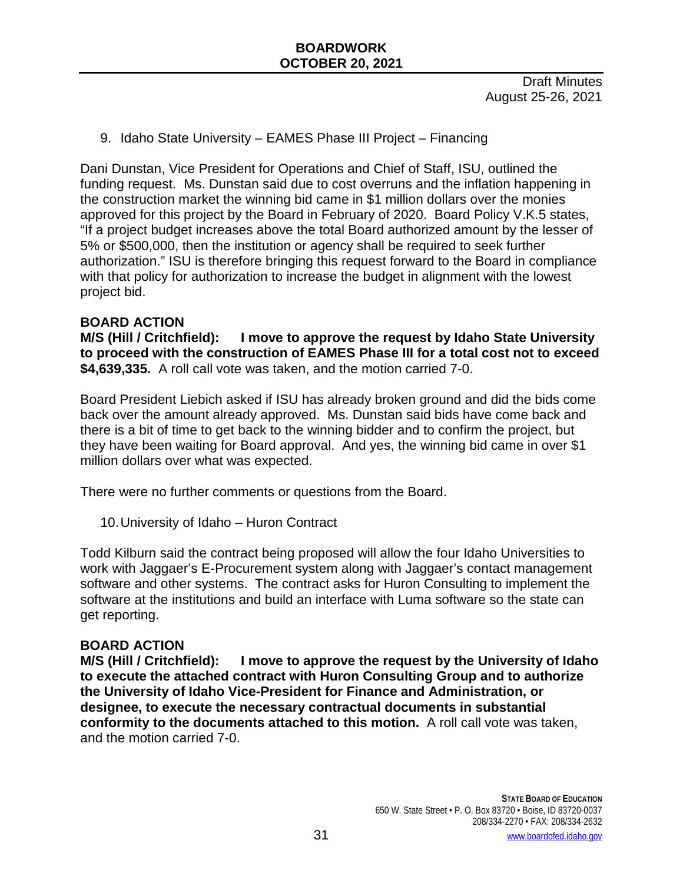Draft Minutes
August 25-26, 2021

9. Idaho State University – EAMES Phase III Project – Financing

Dani Dunstan, Vice President for Operations and Chief of Staff, ISU, outlined the funding request. Ms. Dunstan said due to cost overruns and the inflation happening in the construction market the winning bid came in $1 million dollars over the monies approved for this project by the Board in February of 2020. Board Policy V.K.5 states, "If a project budget increases above the total Board authorized amount by the lesser of 5% or $500,000, then the institution or agency shall be required to seek further authorization." ISU is therefore bringing this request forward to the Board in compliance with that policy for authorization to increase the budget in alignment with the lowest project bid.

**BOARD ACTION**

**M/S (Hill / Critchfield): I move to approve the request by Idaho State University to proceed with the construction of EAMES Phase III for a total cost not to exceed $4,639,335.** A roll call vote was taken, and the motion carried 7-0.

Board President Liebich asked if ISU has already broken ground and did the bids come back over the amount already approved. Ms. Dunstan said bids have come back and there is a bit of time to get back to the winning bidder and to confirm the project, but they have been waiting for Board approval. And yes, the winning bid came in over $1 million dollars over what was expected.

There were no further comments or questions from the Board.

10. University of Idaho – Huron Contract

Todd Kilburn said the contract being proposed will allow the four Idaho Universities to work with Jaggaer's E-Procurement system along with Jaggaer's contact management software and other systems. The contract asks for Huron Consulting to implement the software at the institutions and build an interface with Luma software so the state can get reporting.

**BOARD ACTION**

**M/S (Hill / Critchfield): I move to approve the request by the University of Idaho to execute the attached contract with Huron Consulting Group and to authorize the University of Idaho Vice-President for Finance and Administration, or designee, to execute the necessary contractual documents in substantial conformity to the documents attached to this motion.** A roll call vote was taken, and the motion carried 7-0.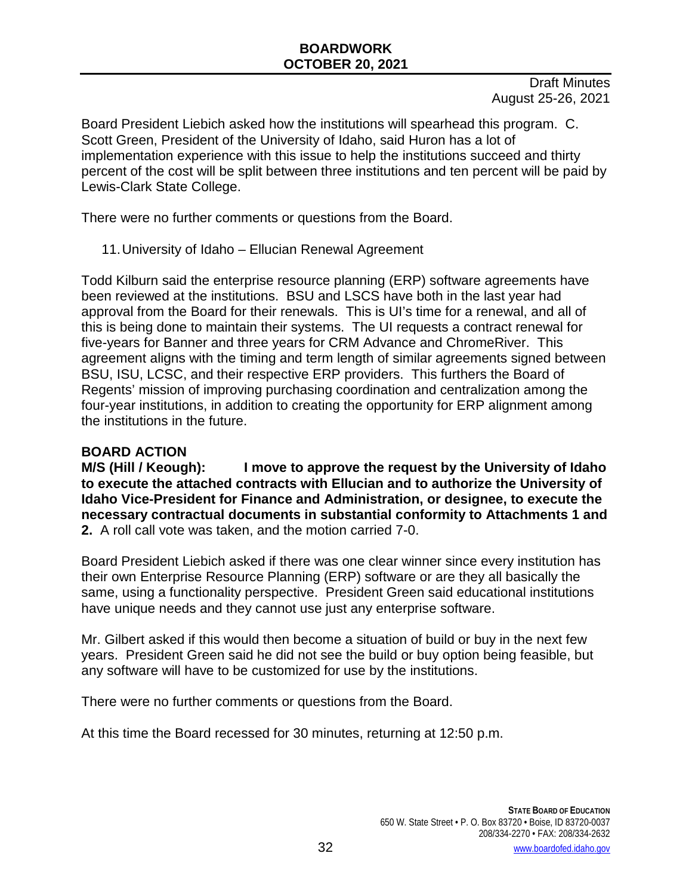Board President Liebich asked how the institutions will spearhead this program. C. Scott Green, President of the University of Idaho, said Huron has a lot of implementation experience with this issue to help the institutions succeed and thirty percent of the cost will be split between three institutions and ten percent will be paid by Lewis-Clark State College.

There were no further comments or questions from the Board.

11. University of Idaho – Ellucian Renewal Agreement

Todd Kilburn said the enterprise resource planning (ERP) software agreements have been reviewed at the institutions. BSU and LSCS have both in the last year had approval from the Board for their renewals. This is UI's time for a renewal, and all of this is being done to maintain their systems. The UI requests a contract renewal for five-years for Banner and three years for CRM Advance and ChromeRiver. This agreement aligns with the timing and term length of similar agreements signed between BSU, ISU, LCSC, and their respective ERP providers. This furthers the Board of Regents' mission of improving purchasing coordination and centralization among the four-year institutions, in addition to creating the opportunity for ERP alignment among the institutions in the future.

**BOARD ACTION**

**M/S (Hill / Keough): I move to approve the request by the University of Idaho to execute the attached contracts with Ellucian and to authorize the University of Idaho Vice-President for Finance and Administration, or designee, to execute the necessary contractual documents in substantial conformity to Attachments 1 and 2.** A roll call vote was taken, and the motion carried 7-0.

Board President Liebich asked if there was one clear winner since every institution has their own Enterprise Resource Planning (ERP) software or are they all basically the same, using a functionality perspective. President Green said educational institutions have unique needs and they cannot use just any enterprise software.

Mr. Gilbert asked if this would then become a situation of build or buy in the next few years. President Green said he did not see the build or buy option being feasible, but any software will have to be customized for use by the institutions.

There were no further comments or questions from the Board.

At this time the Board recessed for 30 minutes, returning at 12:50 p.m.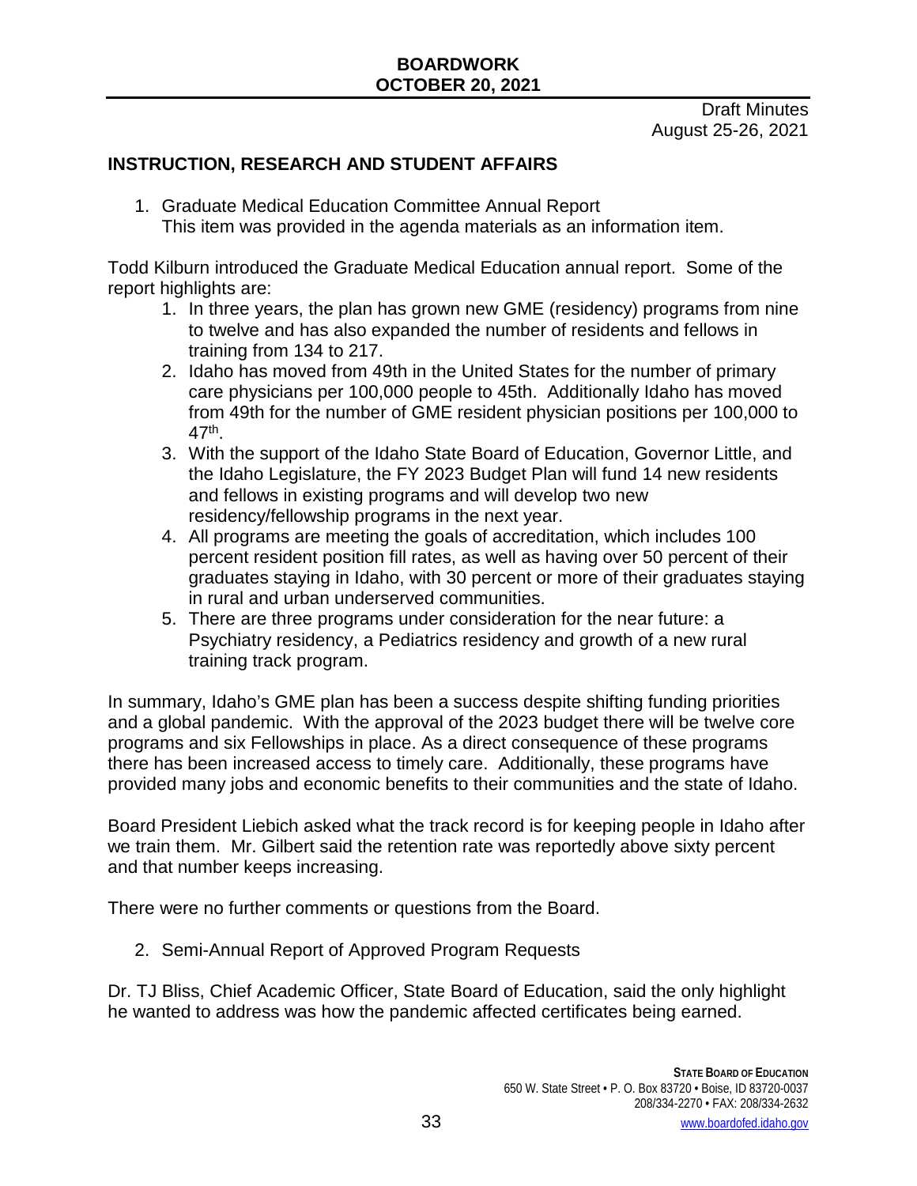Draft Minutes
August 25-26, 2021

## INSTRUCTION, RESEARCH AND STUDENT AFFAIRS

1. Graduate Medical Education Committee Annual Report
   This item was provided in the agenda materials as an information item.

Todd Kilburn introduced the Graduate Medical Education annual report. Some of the report highlights are:

1. In three years, the plan has grown new GME (residency) programs from nine to twelve and has also expanded the number of residents and fellows in training from 134 to 217.
2. Idaho has moved from 49th in the United States for the number of primary care physicians per 100,000 people to 45th. Additionally Idaho has moved from 49th for the number of GME resident physician positions per 100,000 to 47th.
3. With the support of the Idaho State Board of Education, Governor Little, and the Idaho Legislature, the FY 2023 Budget Plan will fund 14 new residents and fellows in existing programs and will develop two new residency/fellowship programs in the next year.
4. All programs are meeting the goals of accreditation, which includes 100 percent resident position fill rates, as well as having over 50 percent of their graduates staying in Idaho, with 30 percent or more of their graduates staying in rural and urban underserved communities.
5. There are three programs under consideration for the near future: a Psychiatry residency, a Pediatrics residency and growth of a new rural training track program.

In summary, Idaho's GME plan has been a success despite shifting funding priorities and a global pandemic. With the approval of the 2023 budget there will be twelve core programs and six Fellowships in place. As a direct consequence of these programs there has been increased access to timely care. Additionally, these programs have provided many jobs and economic benefits to their communities and the state of Idaho.

Board President Liebich asked what the track record is for keeping people in Idaho after we train them. Mr. Gilbert said the retention rate was reportedly above sixty percent and that number keeps increasing.

There were no further comments or questions from the Board.

2. Semi-Annual Report of Approved Program Requests

Dr. TJ Bliss, Chief Academic Officer, State Board of Education, said the only highlight he wanted to address was how the pandemic affected certificates being earned.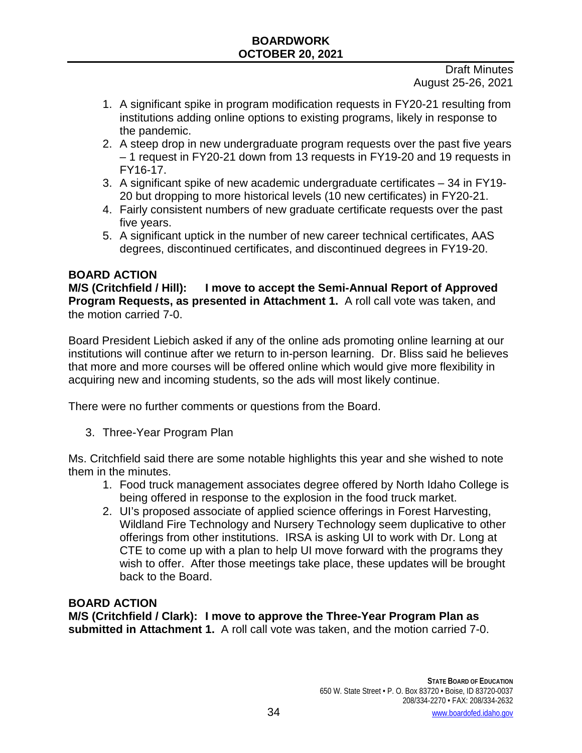1. A significant spike in program modification requests in FY20-21 resulting from institutions adding online options to existing programs, likely in response to the pandemic.
2. A steep drop in new undergraduate program requests over the past five years – 1 request in FY20-21 down from 13 requests in FY19-20 and 19 requests in FY16-17.
3. A significant spike of new academic undergraduate certificates – 34 in FY19-20 but dropping to more historical levels (10 new certificates) in FY20-21.
4. Fairly consistent numbers of new graduate certificate requests over the past five years.
5. A significant uptick in the number of new career technical certificates, AAS degrees, discontinued certificates, and discontinued degrees in FY19-20.

**BOARD ACTION**

**M/S (Critchfield / Hill): I move to accept the Semi-Annual Report of Approved Program Requests, as presented in Attachment 1.** A roll call vote was taken, and the motion carried 7-0.

Board President Liebich asked if any of the online ads promoting online learning at our institutions will continue after we return to in-person learning. Dr. Bliss said he believes that more and more courses will be offered online which would give more flexibility in acquiring new and incoming students, so the ads will most likely continue.

There were no further comments or questions from the Board.

3. Three-Year Program Plan

Ms. Critchfield said there are some notable highlights this year and she wished to note them in the minutes.

1. Food truck management associates degree offered by North Idaho College is being offered in response to the explosion in the food truck market.
2. UI's proposed associate of applied science offerings in Forest Harvesting, Wildland Fire Technology and Nursery Technology seem duplicative to other offerings from other institutions. IRSA is asking UI to work with Dr. Long at CTE to come up with a plan to help UI move forward with the programs they wish to offer. After those meetings take place, these updates will be brought back to the Board.

**BOARD ACTION**

**M/S (Critchfield / Clark): I move to approve the Three-Year Program Plan as submitted in Attachment 1.** A roll call vote was taken, and the motion carried 7-0.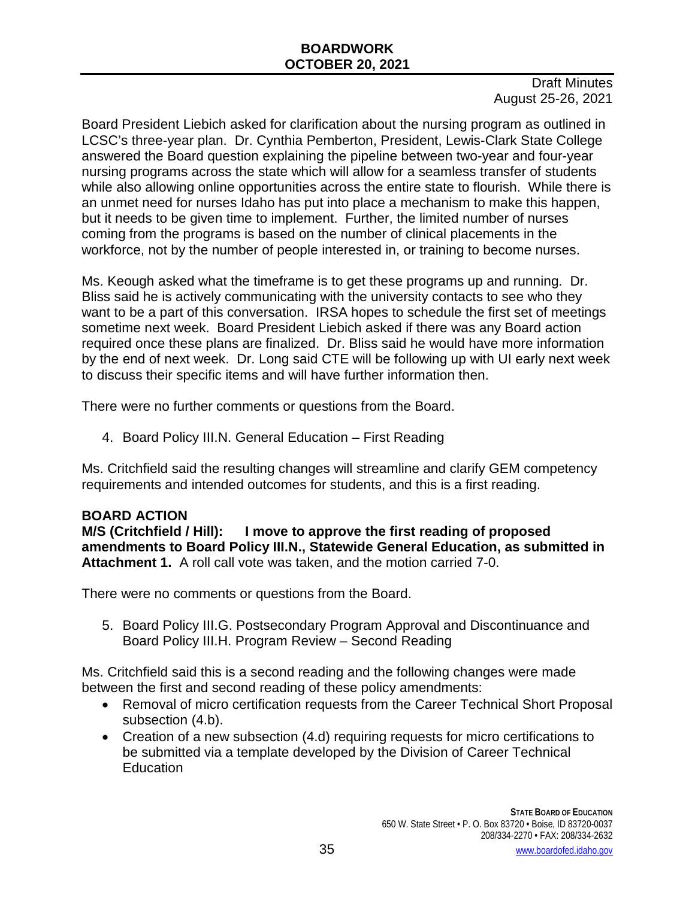Draft Minutes
August 25-26, 2021

Board President Liebich asked for clarification about the nursing program as outlined in LCSC's three-year plan. Dr. Cynthia Pemberton, President, Lewis-Clark State College answered the Board question explaining the pipeline between two-year and four-year nursing programs across the state which will allow for a seamless transfer of students while also allowing online opportunities across the entire state to flourish. While there is an unmet need for nurses Idaho has put into place a mechanism to make this happen, but it needs to be given time to implement. Further, the limited number of nurses coming from the programs is based on the number of clinical placements in the workforce, not by the number of people interested in, or training to become nurses.

Ms. Keough asked what the timeframe is to get these programs up and running. Dr. Bliss said he is actively communicating with the university contacts to see who they want to be a part of this conversation. IRSA hopes to schedule the first set of meetings sometime next week. Board President Liebich asked if there was any Board action required once these plans are finalized. Dr. Bliss said he would have more information by the end of next week. Dr. Long said CTE will be following up with UI early next week to discuss their specific items and will have further information then.

There were no further comments or questions from the Board.

4. Board Policy III.N. General Education – First Reading

Ms. Critchfield said the resulting changes will streamline and clarify GEM competency requirements and intended outcomes for students, and this is a first reading.

**BOARD ACTION**

**M/S (Critchfield / Hill): I move to approve the first reading of proposed amendments to Board Policy III.N., Statewide General Education, as submitted in Attachment 1.** A roll call vote was taken, and the motion carried 7-0.

There were no comments or questions from the Board.

5. Board Policy III.G. Postsecondary Program Approval and Discontinuance and Board Policy III.H. Program Review – Second Reading

Ms. Critchfield said this is a second reading and the following changes were made between the first and second reading of these policy amendments:

- Removal of micro certification requests from the Career Technical Short Proposal subsection (4.b).
- Creation of a new subsection (4.d) requiring requests for micro certifications to be submitted via a template developed by the Division of Career Technical Education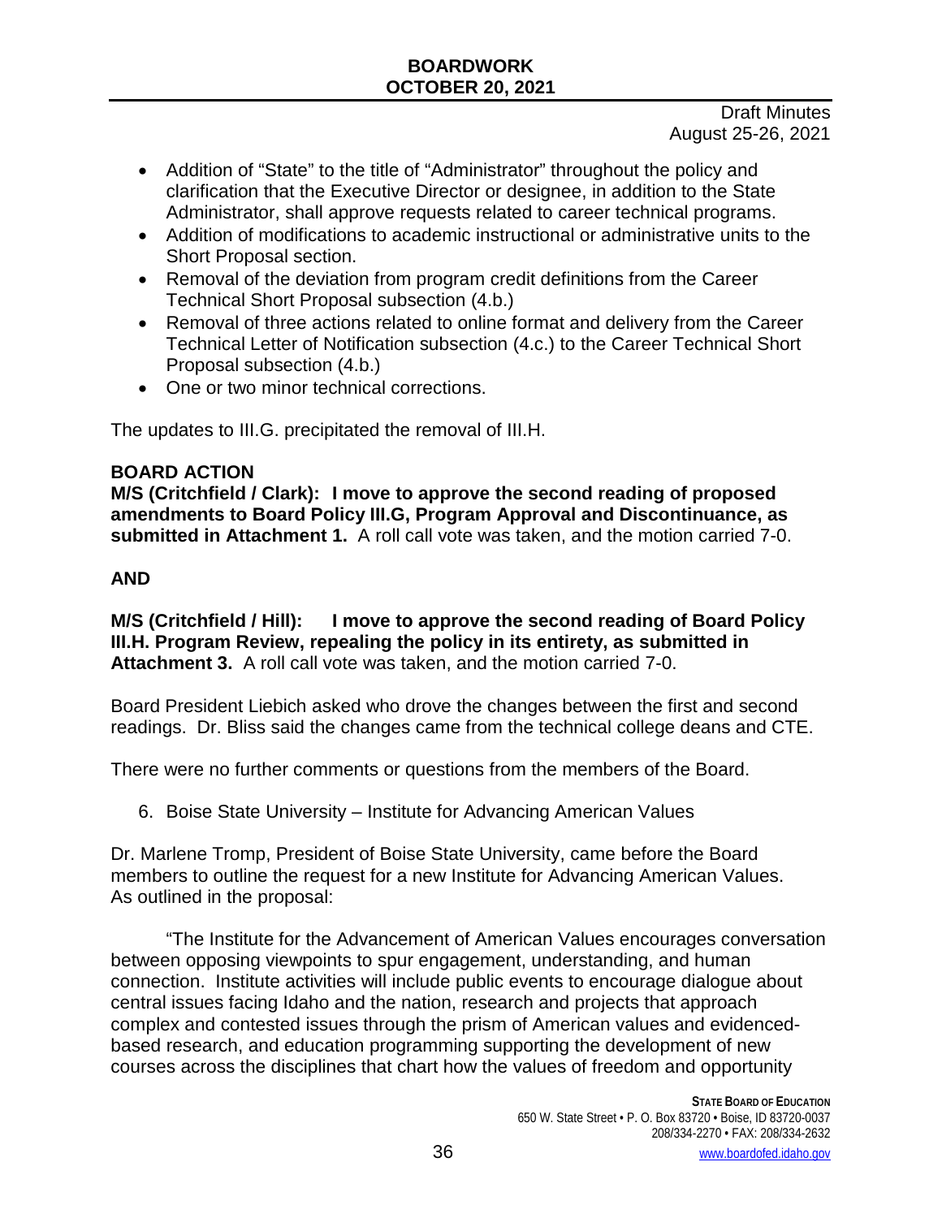Draft Minutes
August 25-26, 2021

- Addition of "State" to the title of "Administrator" throughout the policy and clarification that the Executive Director or designee, in addition to the State Administrator, shall approve requests related to career technical programs.
- Addition of modifications to academic instructional or administrative units to the Short Proposal section.
- Removal of the deviation from program credit definitions from the Career Technical Short Proposal subsection (4.b.)
- Removal of three actions related to online format and delivery from the Career Technical Letter of Notification subsection (4.c.) to the Career Technical Short Proposal subsection (4.b.)
- One or two minor technical corrections.

The updates to III.G. precipitated the removal of III.H.

**BOARD ACTION**

**M/S (Critchfield / Clark): I move to approve the second reading of proposed amendments to Board Policy III.G, Program Approval and Discontinuance, as submitted in Attachment 1.** A roll call vote was taken, and the motion carried 7-0.

**AND**

**M/S (Critchfield / Hill): I move to approve the second reading of Board Policy III.H. Program Review, repealing the policy in its entirety, as submitted in Attachment 3.** A roll call vote was taken, and the motion carried 7-0.

Board President Liebich asked who drove the changes between the first and second readings. Dr. Bliss said the changes came from the technical college deans and CTE.

There were no further comments or questions from the members of the Board.

6. Boise State University – Institute for Advancing American Values

Dr. Marlene Tromp, President of Boise State University, came before the Board members to outline the request for a new Institute for Advancing American Values. As outlined in the proposal:

"The Institute for the Advancement of American Values encourages conversation between opposing viewpoints to spur engagement, understanding, and human connection. Institute activities will include public events to encourage dialogue about central issues facing Idaho and the nation, research and projects that approach complex and contested issues through the prism of American values and evidenced-based research, and education programming supporting the development of new courses across the disciplines that chart how the values of freedom and opportunity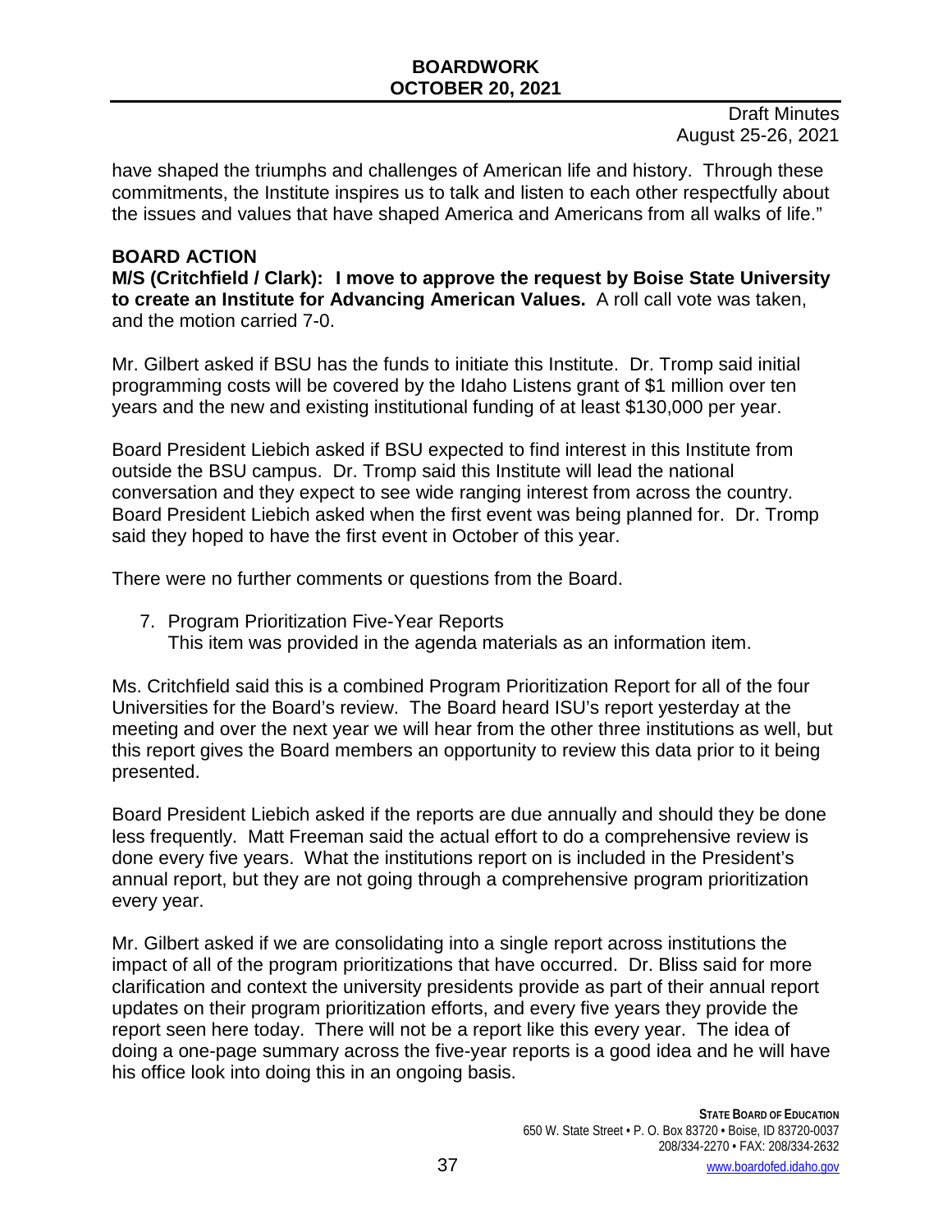have shaped the triumphs and challenges of American life and history. Through these commitments, the Institute inspires us to talk and listen to each other respectfully about the issues and values that have shaped America and Americans from all walks of life."

**BOARD ACTION**

**M/S (Critchfield / Clark): I move to approve the request by Boise State University to create an Institute for Advancing American Values.** A roll call vote was taken, and the motion carried 7-0.

Mr. Gilbert asked if BSU has the funds to initiate this Institute. Dr. Tromp said initial programming costs will be covered by the Idaho Listens grant of $1 million over ten years and the new and existing institutional funding of at least $130,000 per year.

Board President Liebich asked if BSU expected to find interest in this Institute from outside the BSU campus. Dr. Tromp said this Institute will lead the national conversation and they expect to see wide ranging interest from across the country. Board President Liebich asked when the first event was being planned for. Dr. Tromp said they hoped to have the first event in October of this year.

There were no further comments or questions from the Board.

7. Program Prioritization Five-Year Reports
   This item was provided in the agenda materials as an information item.

Ms. Critchfield said this is a combined Program Prioritization Report for all of the four Universities for the Board's review. The Board heard ISU's report yesterday at the meeting and over the next year we will hear from the other three institutions as well, but this report gives the Board members an opportunity to review this data prior to it being presented.

Board President Liebich asked if the reports are due annually and should they be done less frequently. Matt Freeman said the actual effort to do a comprehensive review is done every five years. What the institutions report on is included in the President's annual report, but they are not going through a comprehensive program prioritization every year.

Mr. Gilbert asked if we are consolidating into a single report across institutions the impact of all of the program prioritizations that have occurred. Dr. Bliss said for more clarification and context the university presidents provide as part of their annual report updates on their program prioritization efforts, and every five years they provide the report seen here today. There will not be a report like this every year. The idea of doing a one-page summary across the five-year reports is a good idea and he will have his office look into doing this in an ongoing basis.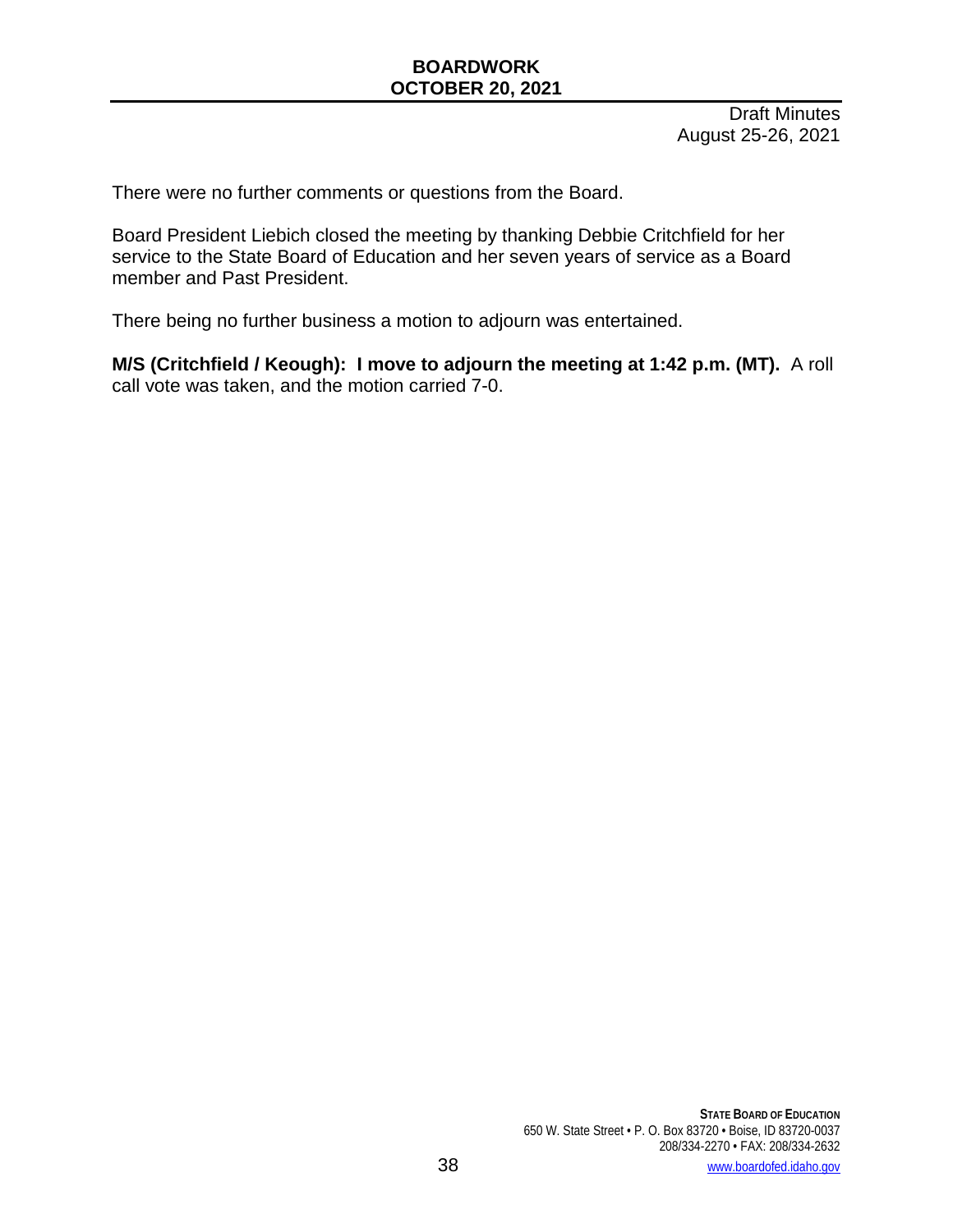There were no further comments or questions from the Board.

Board President Liebich closed the meeting by thanking Debbie Critchfield for her service to the State Board of Education and her seven years of service as a Board member and Past President.

There being no further business a motion to adjourn was entertained.

**M/S (Critchfield / Keough): I move to adjourn the meeting at 1:42 p.m. (MT).** A roll call vote was taken, and the motion carried 7-0.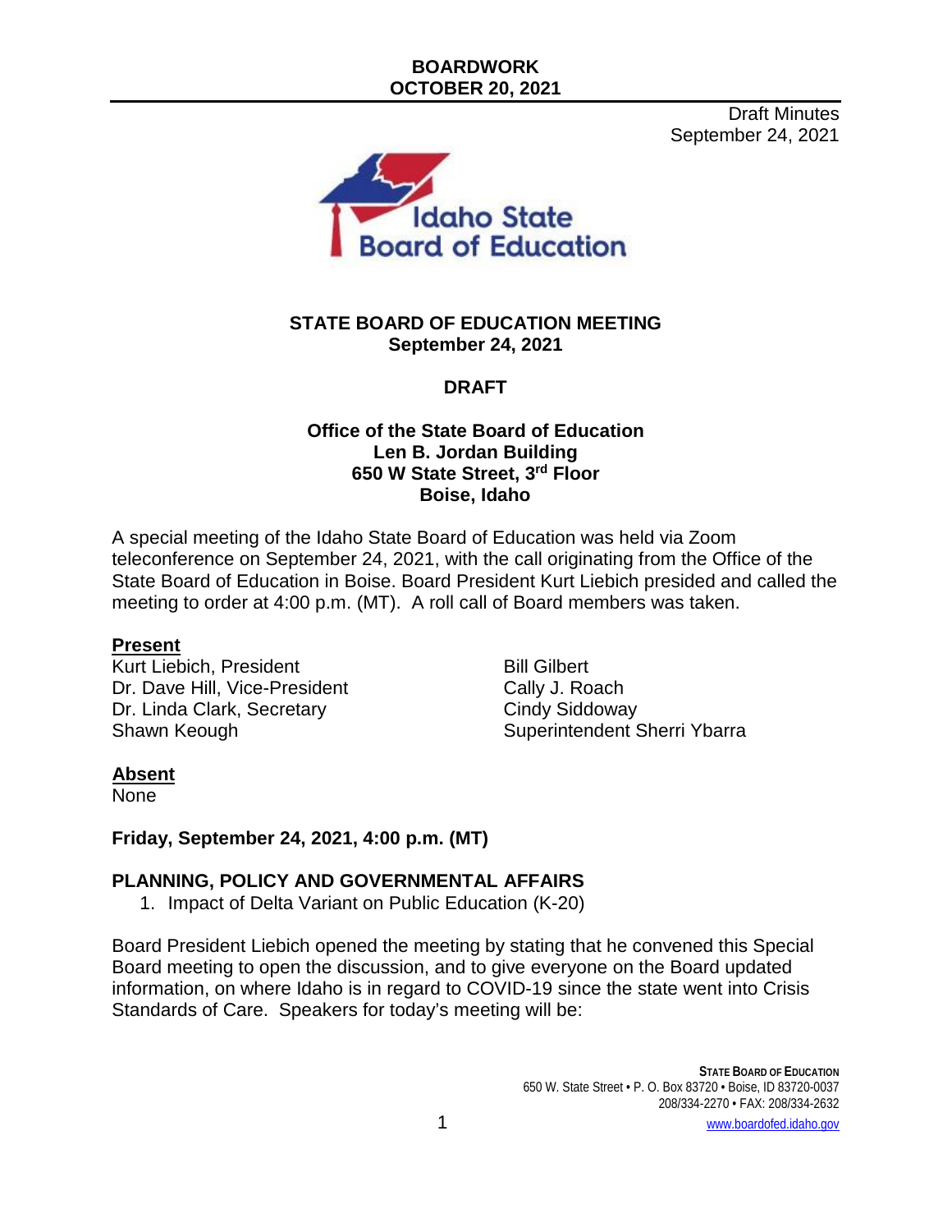Draft Minutes
September 24, 2021

# STATE BOARD OF EDUCATION MEETING
## September 24, 2021

## DRAFT

**Office of the State Board of Education**
**Len B. Jordan Building**
**650 W State Street, 3rd Floor**
**Boise, Idaho**

A special meeting of the Idaho State Board of Education was held via Zoom teleconference on September 24, 2021, with the call originating from the Office of the State Board of Education in Boise. Board President Kurt Liebich presided and called the meeting to order at 4:00 p.m. (MT). A roll call of Board members was taken.

**Present**

Kurt Liebich, President
Dr. Dave Hill, Vice-President
Dr. Linda Clark, Secretary
Shawn Keough
Bill Gilbert
Cally J. Roach
Cindy Siddoway
Superintendent Sherri Ybarra

**Absent**

None

**Friday, September 24, 2021, 4:00 p.m. (MT)**

### PLANNING, POLICY AND GOVERNMENTAL AFFAIRS

1. Impact of Delta Variant on Public Education (K-20)

Board President Liebich opened the meeting by stating that he convened this Special Board meeting to open the discussion, and to give everyone on the Board updated information, on where Idaho is in regard to COVID-19 since the state went into Crisis Standards of Care. Speakers for today's meeting will be: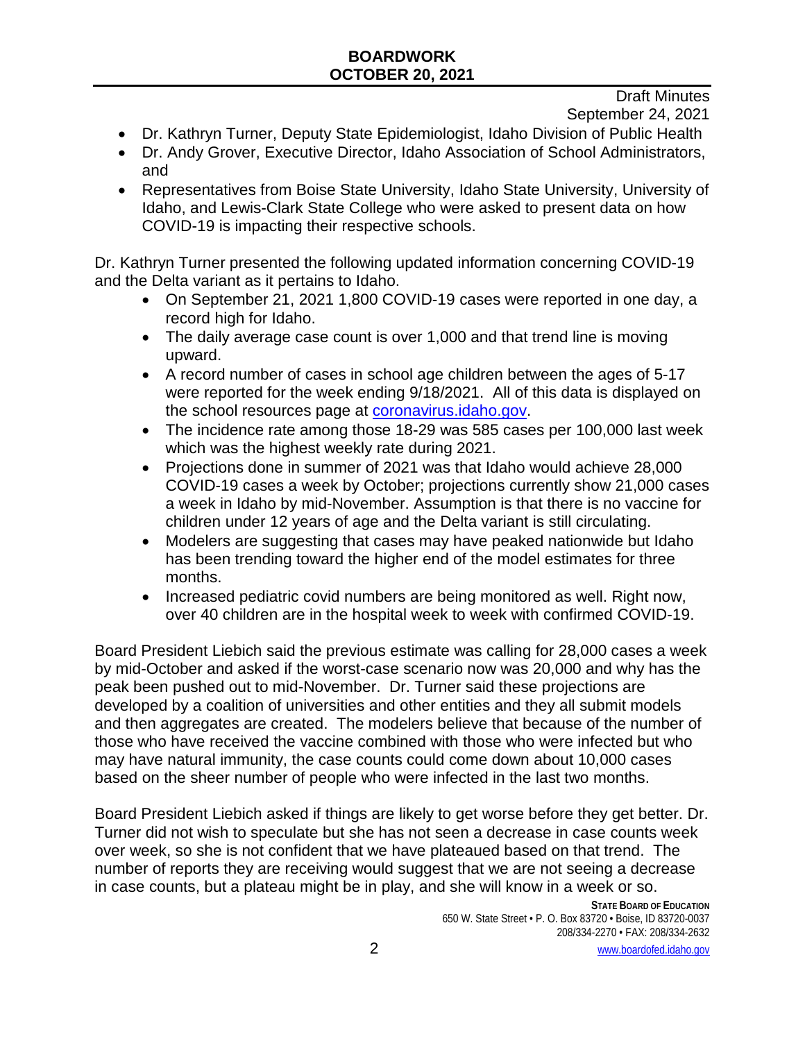Draft Minutes
September 24, 2021

- Dr. Kathryn Turner, Deputy State Epidemiologist, Idaho Division of Public Health
- Dr. Andy Grover, Executive Director, Idaho Association of School Administrators, and
- Representatives from Boise State University, Idaho State University, University of Idaho, and Lewis-Clark State College who were asked to present data on how COVID-19 is impacting their respective schools.

Dr. Kathryn Turner presented the following updated information concerning COVID-19 and the Delta variant as it pertains to Idaho.

- On September 21, 2021 1,800 COVID-19 cases were reported in one day, a record high for Idaho.
- The daily average case count is over 1,000 and that trend line is moving upward.
- A record number of cases in school age children between the ages of 5-17 were reported for the week ending 9/18/2021. All of this data is displayed on the school resources page at [coronavirus.idaho.gov](coronavirus.idaho.gov).
- The incidence rate among those 18-29 was 585 cases per 100,000 last week which was the highest weekly rate during 2021.
- Projections done in summer of 2021 was that Idaho would achieve 28,000 COVID-19 cases a week by October; projections currently show 21,000 cases a week in Idaho by mid-November. Assumption is that there is no vaccine for children under 12 years of age and the Delta variant is still circulating.
- Modelers are suggesting that cases may have peaked nationwide but Idaho has been trending toward the higher end of the model estimates for three months.
- Increased pediatric covid numbers are being monitored as well. Right now, over 40 children are in the hospital week to week with confirmed COVID-19.

Board President Liebich said the previous estimate was calling for 28,000 cases a week by mid-October and asked if the worst-case scenario now was 20,000 and why has the peak been pushed out to mid-November. Dr. Turner said these projections are developed by a coalition of universities and other entities and they all submit models and then aggregates are created. The modelers believe that because of the number of those who have received the vaccine combined with those who were infected but who may have natural immunity, the case counts could come down about 10,000 cases based on the sheer number of people who were infected in the last two months.

Board President Liebich asked if things are likely to get worse before they get better. Dr. Turner did not wish to speculate but she has not seen a decrease in case counts week over week, so she is not confident that we have plateaued based on that trend. The number of reports they are receiving would suggest that we are not seeing a decrease in case counts, but a plateau might be in play, and she will know in a week or so.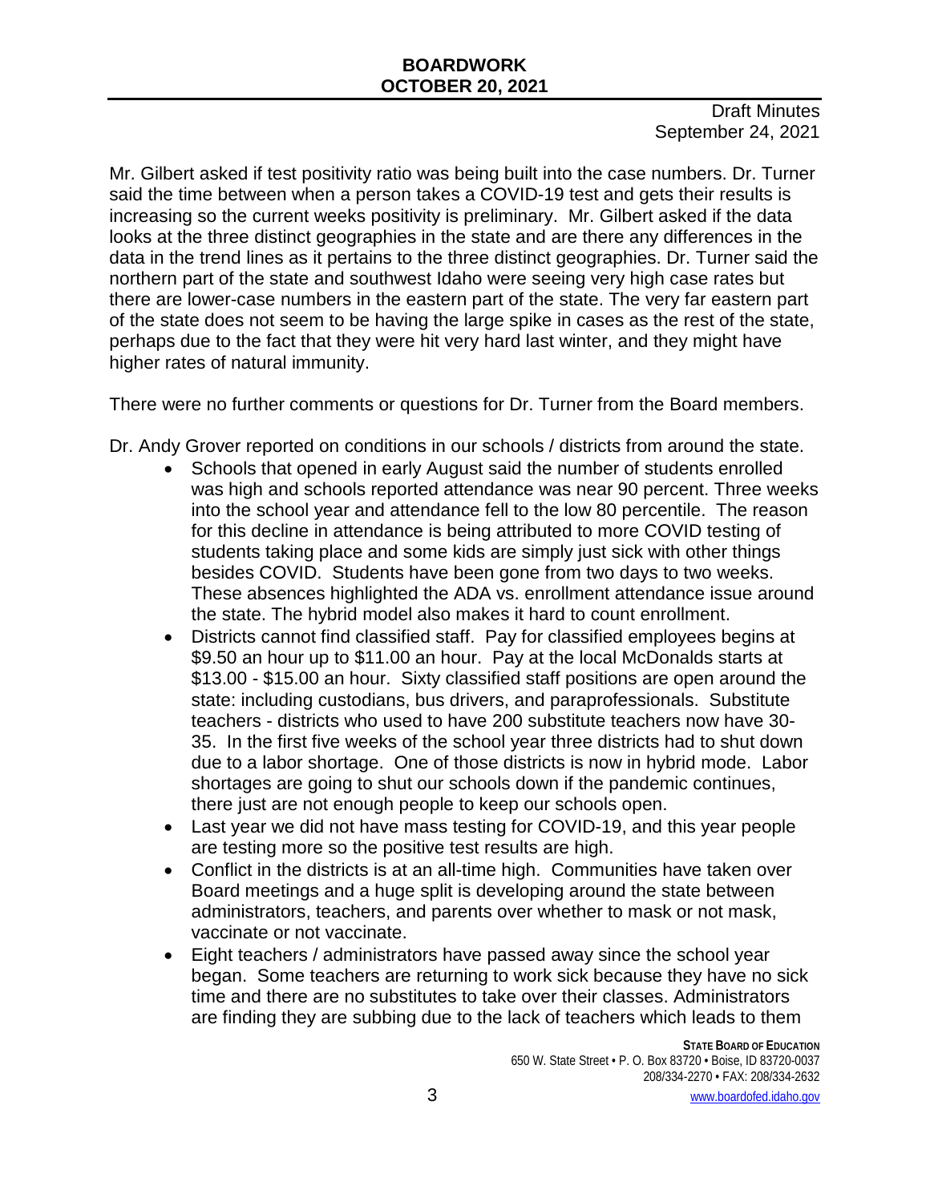Mr. Gilbert asked if test positivity ratio was being built into the case numbers. Dr. Turner said the time between when a person takes a COVID-19 test and gets their results is increasing so the current weeks positivity is preliminary. Mr. Gilbert asked if the data looks at the three distinct geographies in the state and are there any differences in the data in the trend lines as it pertains to the three distinct geographies. Dr. Turner said the northern part of the state and southwest Idaho were seeing very high case rates but there are lower-case numbers in the eastern part of the state. The very far eastern part of the state does not seem to be having the large spike in cases as the rest of the state, perhaps due to the fact that they were hit very hard last winter, and they might have higher rates of natural immunity.

There were no further comments or questions for Dr. Turner from the Board members.

Dr. Andy Grover reported on conditions in our schools / districts from around the state.

- Schools that opened in early August said the number of students enrolled was high and schools reported attendance was near 90 percent. Three weeks into the school year and attendance fell to the low 80 percentile. The reason for this decline in attendance is being attributed to more COVID testing of students taking place and some kids are simply just sick with other things besides COVID. Students have been gone from two days to two weeks. These absences highlighted the ADA vs. enrollment attendance issue around the state. The hybrid model also makes it hard to count enrollment.
- Districts cannot find classified staff. Pay for classified employees begins at \$9.50 an hour up to \$11.00 an hour. Pay at the local McDonalds starts at \$13.00 - \$15.00 an hour. Sixty classified staff positions are open around the state: including custodians, bus drivers, and paraprofessionals. Substitute teachers - districts who used to have 200 substitute teachers now have 30-35. In the first five weeks of the school year three districts had to shut down due to a labor shortage. One of those districts is now in hybrid mode. Labor shortages are going to shut our schools down if the pandemic continues, there just are not enough people to keep our schools open.
- Last year we did not have mass testing for COVID-19, and this year people are testing more so the positive test results are high.
- Conflict in the districts is at an all-time high. Communities have taken over Board meetings and a huge split is developing around the state between administrators, teachers, and parents over whether to mask or not mask, vaccinate or not vaccinate.
- Eight teachers / administrators have passed away since the school year began. Some teachers are returning to work sick because they have no sick time and there are no substitutes to take over their classes. Administrators are finding they are subbing due to the lack of teachers which leads to them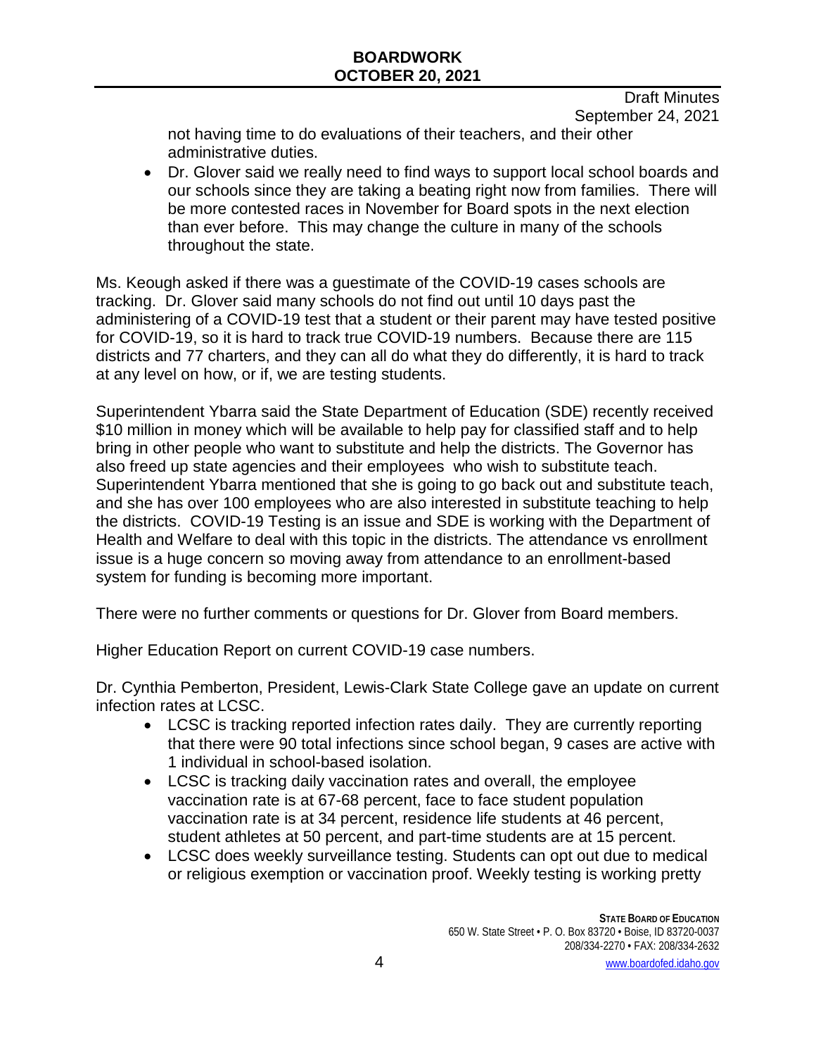not having time to do evaluations of their teachers, and their other administrative duties.

- Dr. Glover said we really need to find ways to support local school boards and our schools since they are taking a beating right now from families. There will be more contested races in November for Board spots in the next election than ever before. This may change the culture in many of the schools throughout the state.

Ms. Keough asked if there was a guestimate of the COVID-19 cases schools are tracking. Dr. Glover said many schools do not find out until 10 days past the administering of a COVID-19 test that a student or their parent may have tested positive for COVID-19, so it is hard to track true COVID-19 numbers. Because there are 115 districts and 77 charters, and they can all do what they do differently, it is hard to track at any level on how, or if, we are testing students.

Superintendent Ybarra said the State Department of Education (SDE) recently received \$10 million in money which will be available to help pay for classified staff and to help bring in other people who want to substitute and help the districts. The Governor has also freed up state agencies and their employees who wish to substitute teach. Superintendent Ybarra mentioned that she is going to go back out and substitute teach, and she has over 100 employees who are also interested in substitute teaching to help the districts. COVID-19 Testing is an issue and SDE is working with the Department of Health and Welfare to deal with this topic in the districts. The attendance vs enrollment issue is a huge concern so moving away from attendance to an enrollment-based system for funding is becoming more important.

There were no further comments or questions for Dr. Glover from Board members.

Higher Education Report on current COVID-19 case numbers.

Dr. Cynthia Pemberton, President, Lewis-Clark State College gave an update on current infection rates at LCSC.

- LCSC is tracking reported infection rates daily. They are currently reporting that there were 90 total infections since school began, 9 cases are active with 1 individual in school-based isolation.
- LCSC is tracking daily vaccination rates and overall, the employee vaccination rate is at 67-68 percent, face to face student population vaccination rate is at 34 percent, residence life students at 46 percent, student athletes at 50 percent, and part-time students are at 15 percent.
- LCSC does weekly surveillance testing. Students can opt out due to medical or religious exemption or vaccination proof. Weekly testing is working pretty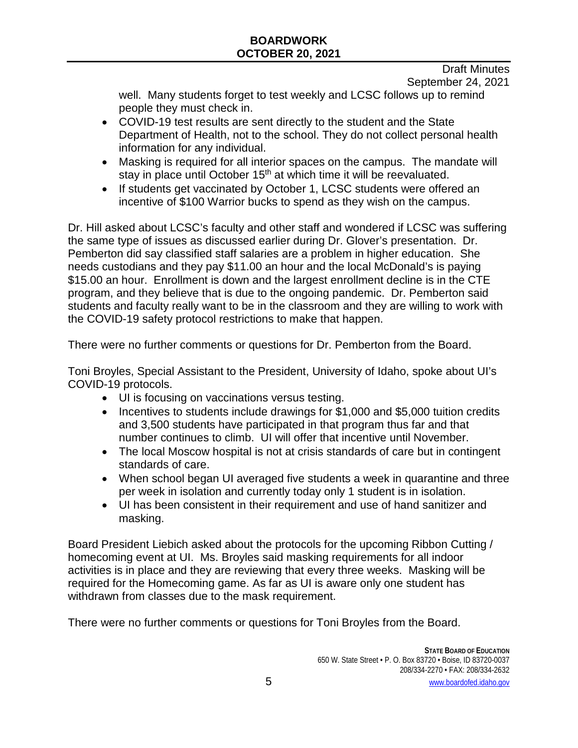Draft Minutes
September 24, 2021

well. Many students forget to test weekly and LCSC follows up to remind people they must check in.

- COVID-19 test results are sent directly to the student and the State Department of Health, not to the school. They do not collect personal health information for any individual.
- Masking is required for all interior spaces on the campus. The mandate will stay in place until October 15th at which time it will be reevaluated.
- If students get vaccinated by October 1, LCSC students were offered an incentive of $100 Warrior bucks to spend as they wish on the campus.

Dr. Hill asked about LCSC's faculty and other staff and wondered if LCSC was suffering the same type of issues as discussed earlier during Dr. Glover's presentation. Dr. Pemberton did say classified staff salaries are a problem in higher education. She needs custodians and they pay $11.00 an hour and the local McDonald's is paying $15.00 an hour. Enrollment is down and the largest enrollment decline is in the CTE program, and they believe that is due to the ongoing pandemic. Dr. Pemberton said students and faculty really want to be in the classroom and they are willing to work with the COVID-19 safety protocol restrictions to make that happen.

There were no further comments or questions for Dr. Pemberton from the Board.

Toni Broyles, Special Assistant to the President, University of Idaho, spoke about UI's COVID-19 protocols.

- UI is focusing on vaccinations versus testing.
- Incentives to students include drawings for $1,000 and $5,000 tuition credits and 3,500 students have participated in that program thus far and that number continues to climb. UI will offer that incentive until November.
- The local Moscow hospital is not at crisis standards of care but in contingent standards of care.
- When school began UI averaged five students a week in quarantine and three per week in isolation and currently today only 1 student is in isolation.
- UI has been consistent in their requirement and use of hand sanitizer and masking.

Board President Liebich asked about the protocols for the upcoming Ribbon Cutting / homecoming event at UI. Ms. Broyles said masking requirements for all indoor activities is in place and they are reviewing that every three weeks. Masking will be required for the Homecoming game. As far as UI is aware only one student has withdrawn from classes due to the mask requirement.

There were no further comments or questions for Toni Broyles from the Board.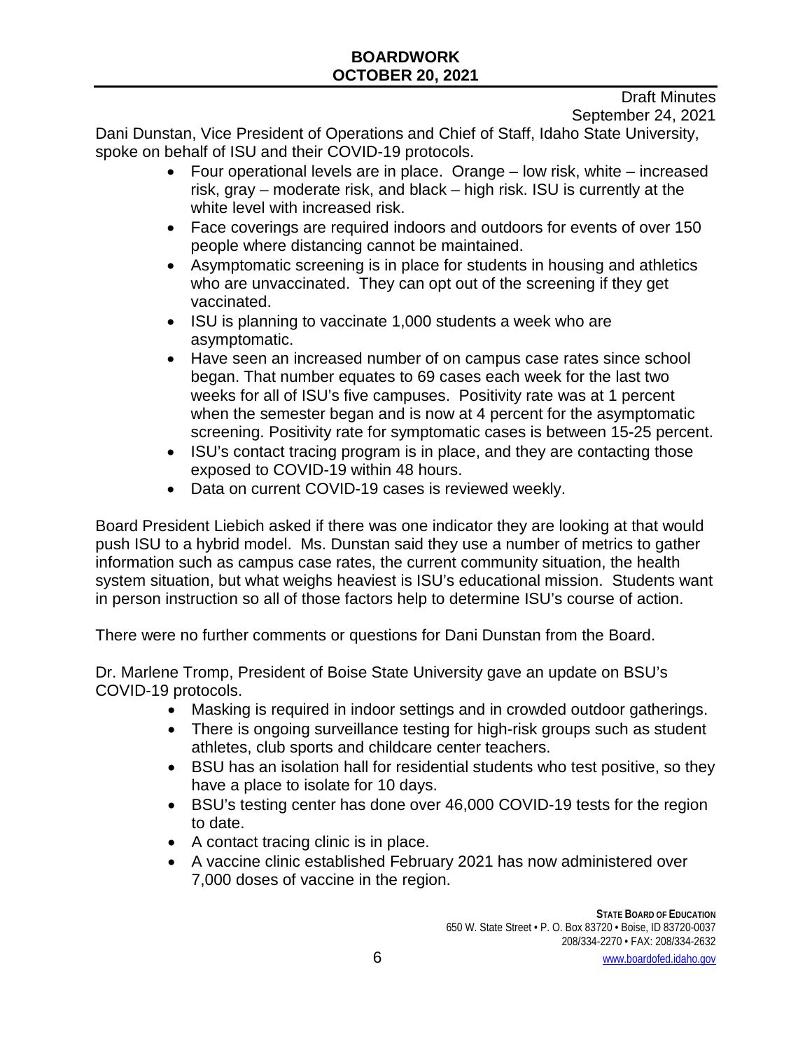Draft Minutes
September 24, 2021

Dani Dunstan, Vice President of Operations and Chief of Staff, Idaho State University, spoke on behalf of ISU and their COVID-19 protocols.

- Four operational levels are in place. Orange – low risk, white – increased risk, gray – moderate risk, and black – high risk. ISU is currently at the white level with increased risk.
- Face coverings are required indoors and outdoors for events of over 150 people where distancing cannot be maintained.
- Asymptomatic screening is in place for students in housing and athletics who are unvaccinated. They can opt out of the screening if they get vaccinated.
- ISU is planning to vaccinate 1,000 students a week who are asymptomatic.
- Have seen an increased number of on campus case rates since school began. That number equates to 69 cases each week for the last two weeks for all of ISU's five campuses. Positivity rate was at 1 percent when the semester began and is now at 4 percent for the asymptomatic screening. Positivity rate for symptomatic cases is between 15-25 percent.
- ISU's contact tracing program is in place, and they are contacting those exposed to COVID-19 within 48 hours.
- Data on current COVID-19 cases is reviewed weekly.

Board President Liebich asked if there was one indicator they are looking at that would push ISU to a hybrid model. Ms. Dunstan said they use a number of metrics to gather information such as campus case rates, the current community situation, the health system situation, but what weighs heaviest is ISU's educational mission. Students want in person instruction so all of those factors help to determine ISU's course of action.

There were no further comments or questions for Dani Dunstan from the Board.

Dr. Marlene Tromp, President of Boise State University gave an update on BSU's COVID-19 protocols.

- Masking is required in indoor settings and in crowded outdoor gatherings.
- There is ongoing surveillance testing for high-risk groups such as student athletes, club sports and childcare center teachers.
- BSU has an isolation hall for residential students who test positive, so they have a place to isolate for 10 days.
- BSU's testing center has done over 46,000 COVID-19 tests for the region to date.
- A contact tracing clinic is in place.
- A vaccine clinic established February 2021 has now administered over 7,000 doses of vaccine in the region.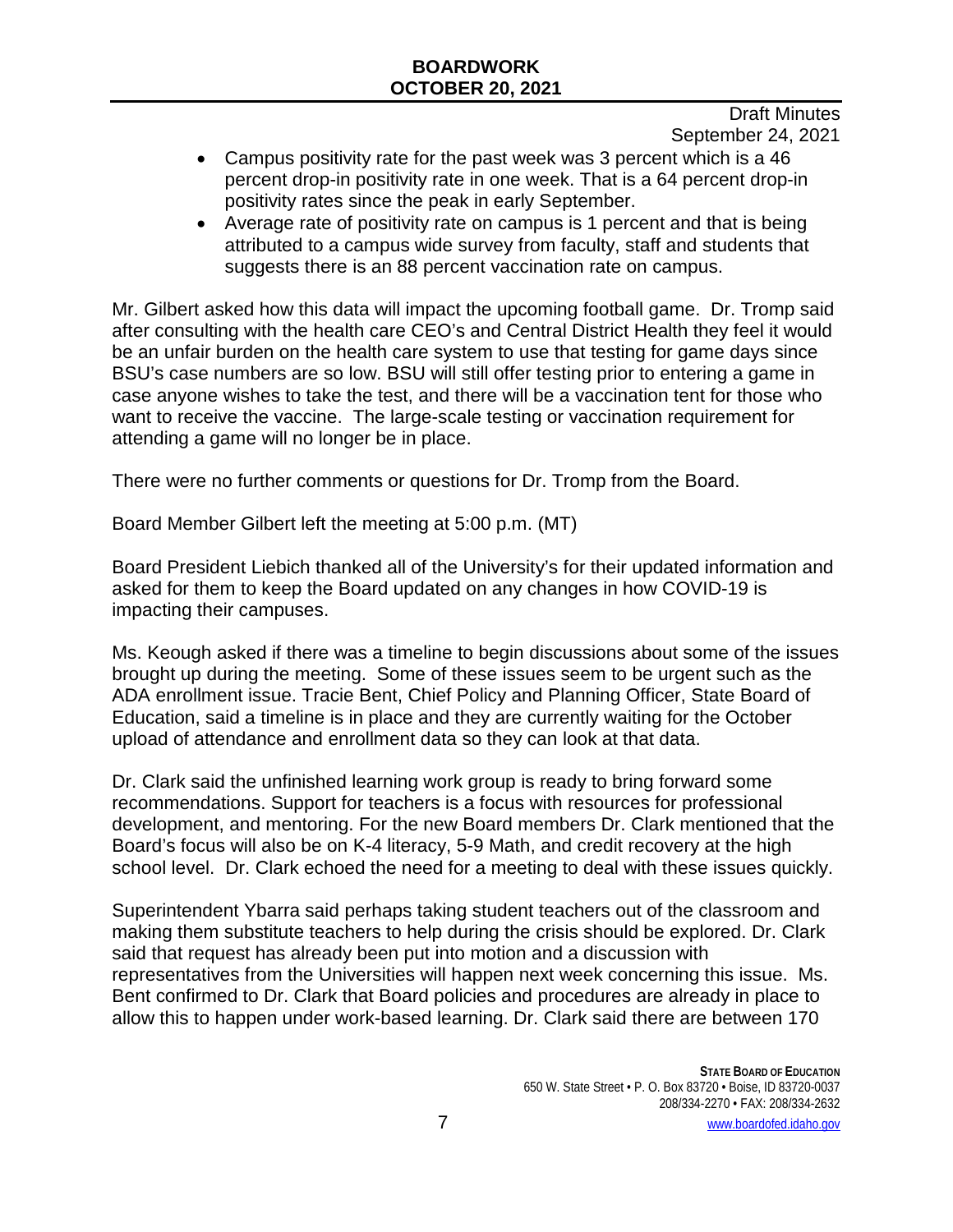- Campus positivity rate for the past week was 3 percent which is a 46 percent drop-in positivity rate in one week. That is a 64 percent drop-in positivity rates since the peak in early September.
- Average rate of positivity rate on campus is 1 percent and that is being attributed to a campus wide survey from faculty, staff and students that suggests there is an 88 percent vaccination rate on campus.

Mr. Gilbert asked how this data will impact the upcoming football game. Dr. Tromp said after consulting with the health care CEO's and Central District Health they feel it would be an unfair burden on the health care system to use that testing for game days since BSU's case numbers are so low. BSU will still offer testing prior to entering a game in case anyone wishes to take the test, and there will be a vaccination tent for those who want to receive the vaccine. The large-scale testing or vaccination requirement for attending a game will no longer be in place.

There were no further comments or questions for Dr. Tromp from the Board.

Board Member Gilbert left the meeting at 5:00 p.m. (MT)

Board President Liebich thanked all of the University's for their updated information and asked for them to keep the Board updated on any changes in how COVID-19 is impacting their campuses.

Ms. Keough asked if there was a timeline to begin discussions about some of the issues brought up during the meeting. Some of these issues seem to be urgent such as the ADA enrollment issue. Tracie Bent, Chief Policy and Planning Officer, State Board of Education, said a timeline is in place and they are currently waiting for the October upload of attendance and enrollment data so they can look at that data.

Dr. Clark said the unfinished learning work group is ready to bring forward some recommendations. Support for teachers is a focus with resources for professional development, and mentoring. For the new Board members Dr. Clark mentioned that the Board's focus will also be on K-4 literacy, 5-9 Math, and credit recovery at the high school level. Dr. Clark echoed the need for a meeting to deal with these issues quickly.

Superintendent Ybarra said perhaps taking student teachers out of the classroom and making them substitute teachers to help during the crisis should be explored. Dr. Clark said that request has already been put into motion and a discussion with representatives from the Universities will happen next week concerning this issue. Ms. Bent confirmed to Dr. Clark that Board policies and procedures are already in place to allow this to happen under work-based learning. Dr. Clark said there are between 170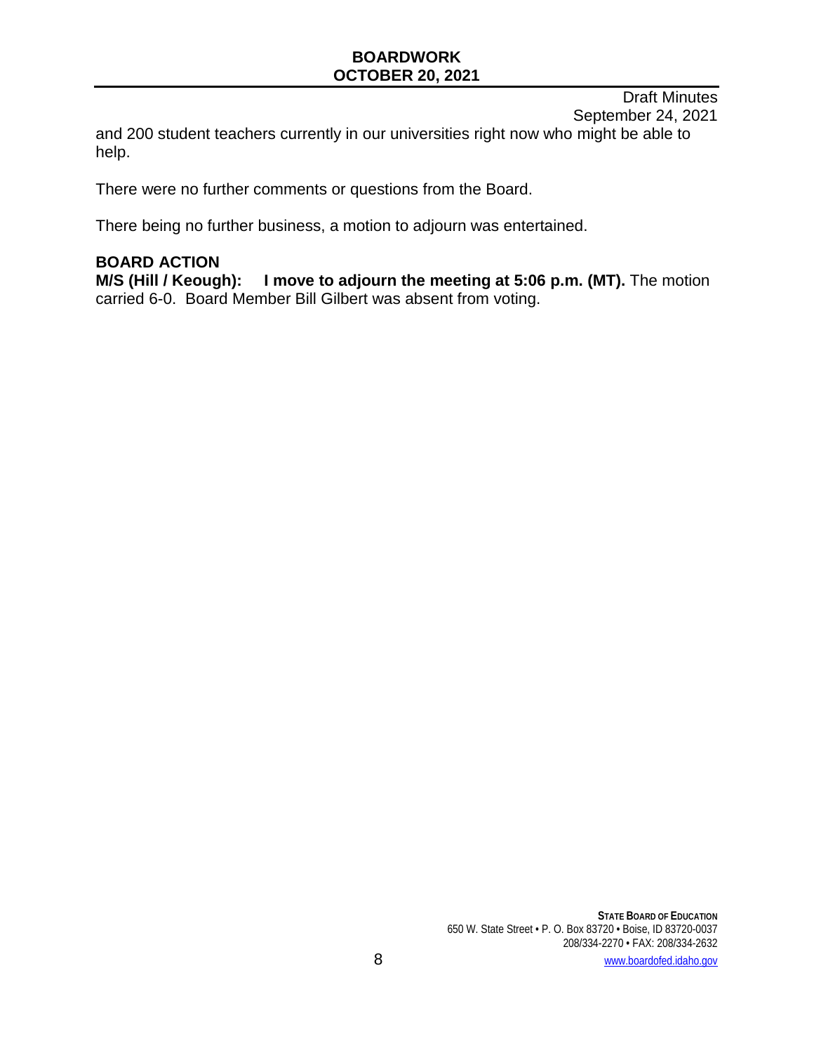and 200 student teachers currently in our universities right now who might be able to help.

There were no further comments or questions from the Board.

There being no further business, a motion to adjourn was entertained.

**BOARD ACTION**
**M/S (Hill / Keough): I move to adjourn the meeting at 5:06 p.m. (MT).** The motion carried 6-0. Board Member Bill Gilbert was absent from voting.